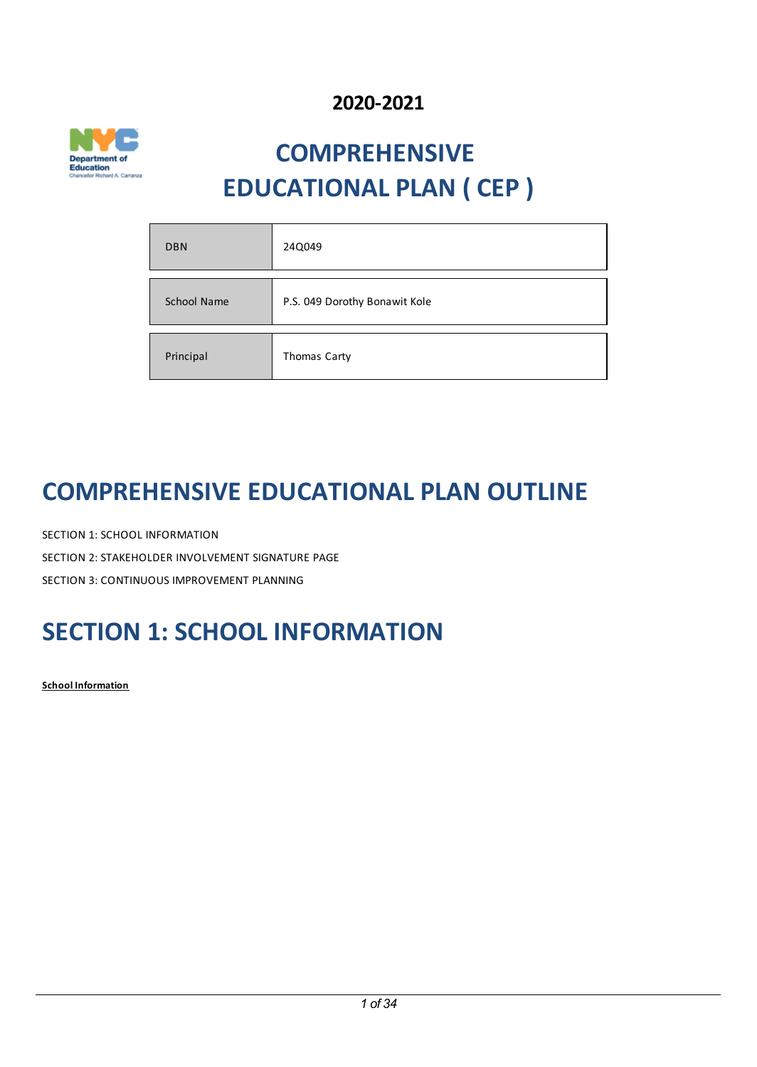**2020-2021**

# COMPREHENSIVE EDUCATIONAL PLAN ( CEP )

| | |
|---|---|
| DBN | 24Q049 |
| School Name | P.S. 049 Dorothy Bonawit Kole |
| Principal | Thomas Carty |

# COMPREHENSIVE EDUCATIONAL PLAN OUTLINE

SECTION 1: SCHOOL INFORMATION

SECTION 2: STAKEHOLDER INVOLVEMENT SIGNATURE PAGE

SECTION 3: CONTINUOUS IMPROVEMENT PLANNING

# SECTION 1: SCHOOL INFORMATION

**School Information**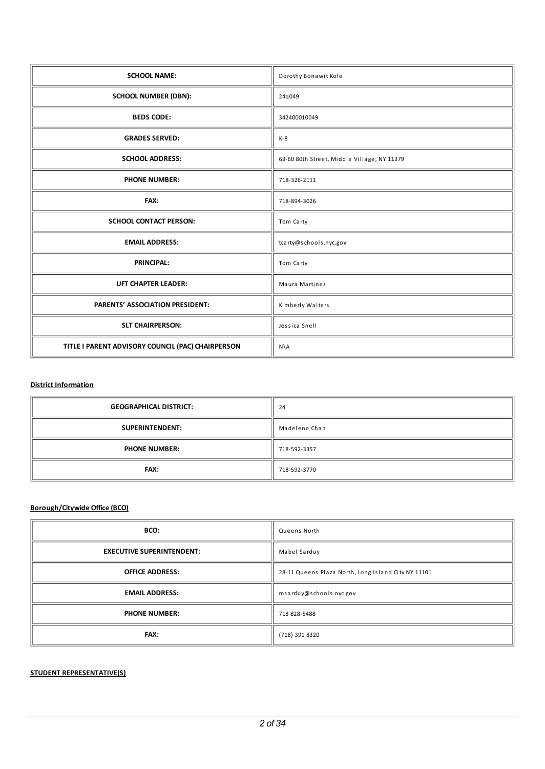| SCHOOL NAME: | Dorothy Bonawit Kole |
|---|---|
| SCHOOL NUMBER (DBN): | 24q049 |
| BEDS CODE: | 342400010049 |
| GRADES SERVED: | K-8 |
| SCHOOL ADDRESS: | 63-60 80th Street, Middle Village, NY 11379 |
| PHONE NUMBER: | 718-326-2111 |
| FAX: | 718-894-3026 |
| SCHOOL CONTACT PERSON: | Tom Carty |
| EMAIL ADDRESS: | tcarty@schools.nyc.gov |
| PRINCIPAL: | Tom Carty |
| UFT CHAPTER LEADER: | Maura Martinez |
| PARENTS' ASSOCIATION PRESIDENT: | Kimberly Walters |
| SLT CHAIRPERSON: | Jessica Snell |
| TITLE I PARENT ADVISORY COUNCIL (PAC) CHAIRPERSON | N\A |

**District Information**

| GEOGRAPHICAL DISTRICT: | 24 |
|---|---|
| SUPERINTENDENT: | Madelene Chan |
| PHONE NUMBER: | 718-592-3357 |
| FAX: | 718-592-3770 |

**Borough/Citywide Office (BCO)**

| BCO: | Queens North |
|---|---|
| EXECUTIVE SUPERINTENDENT: | Mabel Sarduy |
| OFFICE ADDRESS: | 28-11 Queens Plaza North, Long Island City NY 11101 |
| EMAIL ADDRESS: | msarduy@schools.nyc.gov |
| PHONE NUMBER: | 718 828-5488 |
| FAX: | (718) 391 8320 |

**STUDENT REPRESENTATIVE(S)**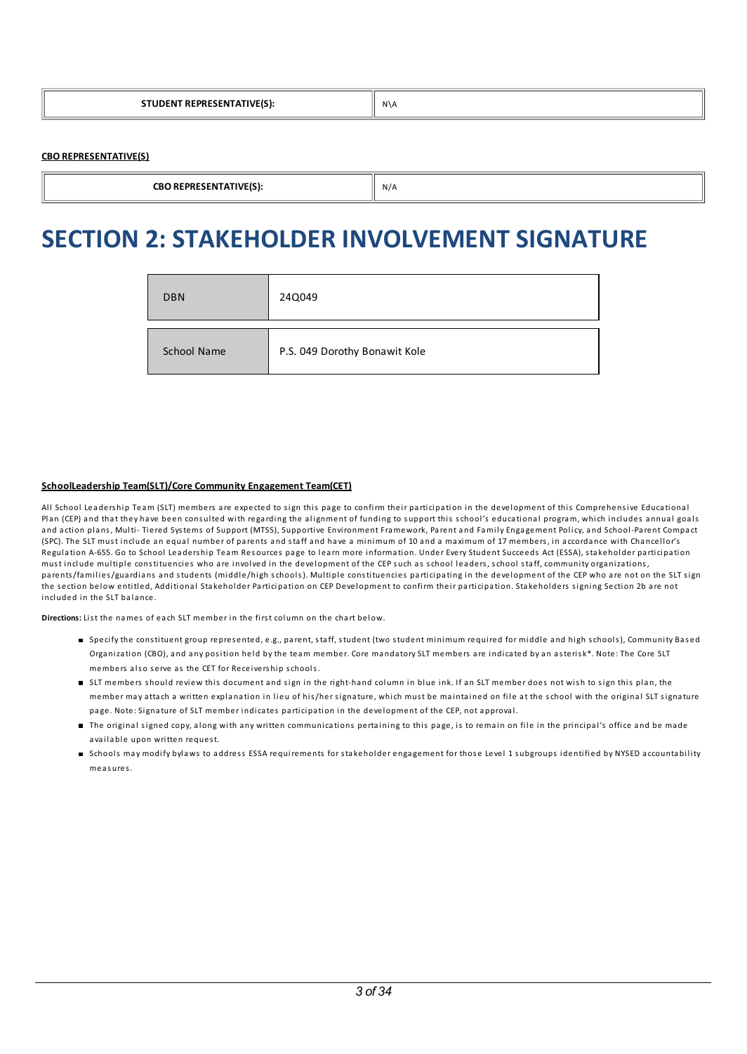| STUDENT REPRESENTATIVE(S): | N\A |
| --- | --- |

**CBO REPRESENTATIVE(S)**

| CBO REPRESENTATIVE(S): | N/A |
| --- | --- |

# SECTION 2: STAKEHOLDER INVOLVEMENT SIGNATURE

| DBN | 24Q049 |
| --- | --- |
| School Name | P.S. 049 Dorothy Bonawit Kole |

**SchoolLeadership Team(SLT)/Core Community Engagement Team(CET)**

All School Leadership Team (SLT) members are expected to sign this page to confirm their participation in the development of this Comprehensive Educational Plan (CEP) and that they have been consulted with regarding the alignment of funding to support this school's educational program, which includes annual goals and action plans, Multi- Tiered Systems of Support (MTSS), Supportive Environment Framework, Parent and Family Engagement Policy, and School-Parent Compact (SPC). The SLT must include an equal number of parents and staff and have a minimum of 10 and a maximum of 17 members, in accordance with Chancellor's Regulation A-655. Go to School Leadership Team Resources page to learn more information. Under Every Student Succeeds Act (ESSA), stakeholder participation must include multiple constituencies who are involved in the development of the CEP such as school leaders, school staff, community organizations, parents/families/guardians and students (middle/high schools). Multiple constituencies participating in the development of the CEP who are not on the SLT sign the section below entitled, Additional Stakeholder Participation on CEP Development to confirm their participation. Stakeholders signing Section 2b are not included in the SLT balance.

**Directions:** List the names of each SLT member in the first column on the chart below.

- Specify the constituent group represented, e.g., parent, staff, student (two student minimum required for middle and high schools), Community Based Organization (CBO), and any position held by the team member. Core mandatory SLT members are indicated by an asterisk*. Note: The Core SLT members also serve as the CET for Receivership schools.
- SLT members should review this document and sign in the right-hand column in blue ink. If an SLT member does not wish to sign this plan, the member may attach a written explanation in lieu of his/her signature, which must be maintained on file at the school with the original SLT signature page. Note: Signature of SLT member indicates participation in the development of the CEP, not approval.
- The original signed copy, along with any written communications pertaining to this page, is to remain on file in the principal's office and be made available upon written request.
- Schools may modify bylaws to address ESSA requirements for stakeholder engagement for those Level 1 subgroups identified by NYSED accountability measures.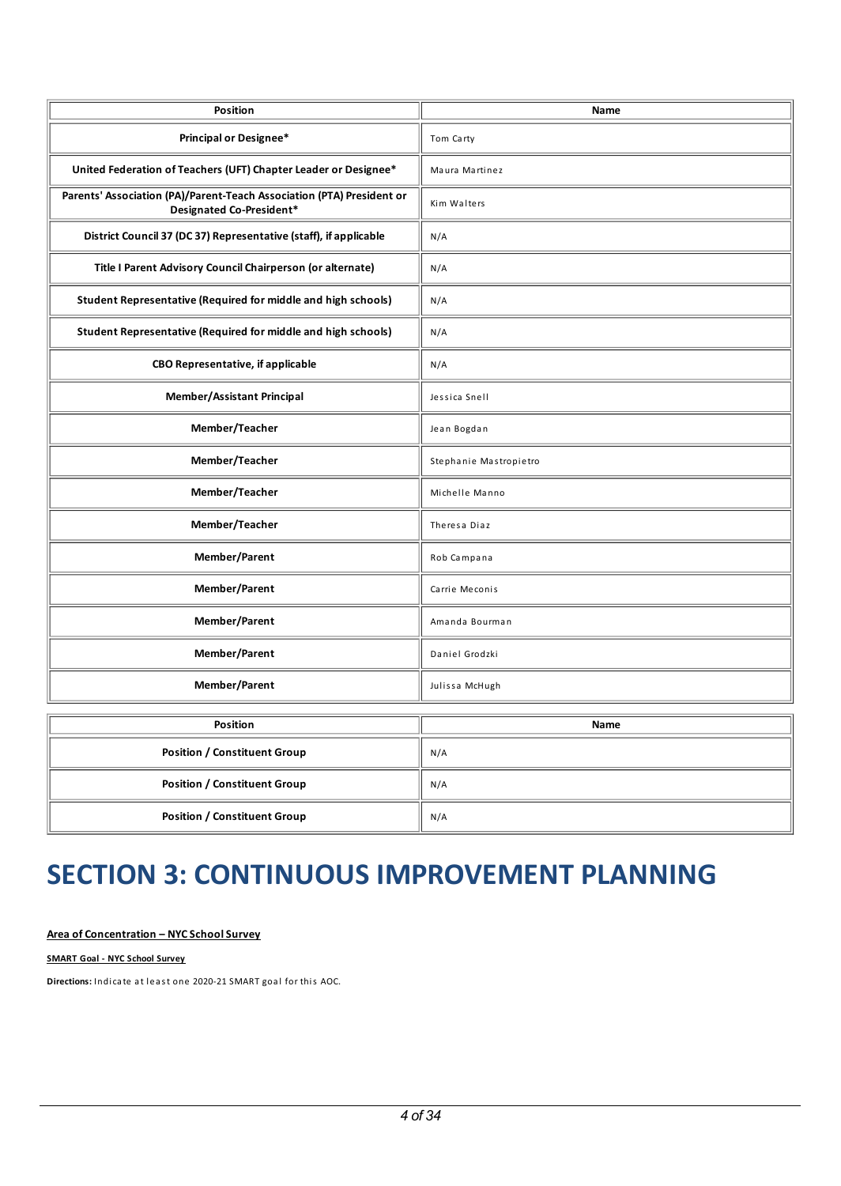| Position | Name |
|---|---|
| Principal or Designee* | Tom Carty |
| United Federation of Teachers (UFT) Chapter Leader or Designee* | Maura Martinez |
| Parents' Association (PA)/Parent-Teach Association (PTA) President or Designated Co-President* | Kim Walters |
| District Council 37 (DC 37) Representative (staff), if applicable | N/A |
| Title I Parent Advisory Council Chairperson (or alternate) | N/A |
| Student Representative (Required for middle and high schools) | N/A |
| Student Representative (Required for middle and high schools) | N/A |
| CBO Representative, if applicable | N/A |
| Member/Assistant Principal | Jessica Snell |
| Member/Teacher | Jean Bogdan |
| Member/Teacher | Stephanie Mastropietro |
| Member/Teacher | Michelle Manno |
| Member/Teacher | Theresa Diaz |
| Member/Parent | Rob Campana |
| Member/Parent | Carrie Meconis |
| Member/Parent | Amanda Bourman |
| Member/Parent | Daniel Grodzki |
| Member/Parent | Julissa McHugh |

| Position | Name |
|---|---|
| Position / Constituent Group | N/A |
| Position / Constituent Group | N/A |
| Position / Constituent Group | N/A |

# SECTION 3: CONTINUOUS IMPROVEMENT PLANNING

**Area of Concentration – NYC School Survey**

**SMART Goal - NYC School Survey**

**Directions:** Indicate at least one 2020-21 SMART goal for this AOC.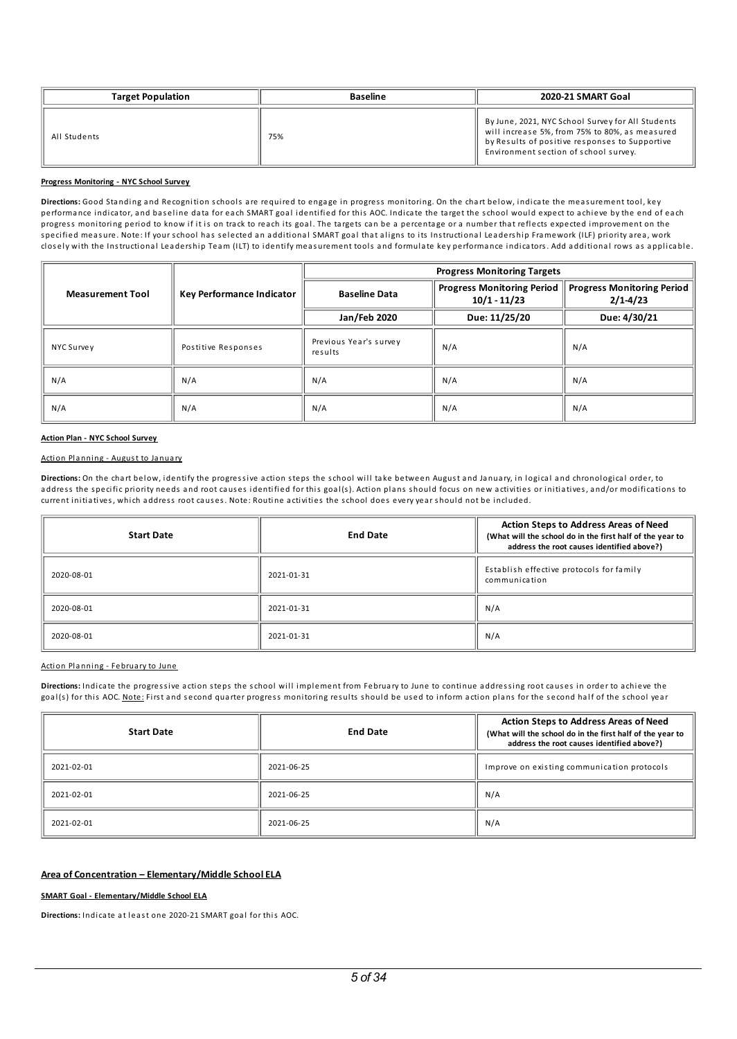| Target Population | Baseline | 2020-21 SMART Goal |
| --- | --- | --- |
| All Students | 75% | By June, 2021, NYC School Survey for All Students will increase 5%, from 75% to 80%, as measured by Results of positive responses to Supportive Environment section of school survey. |

**Progress Monitoring - NYC School Survey**

**Directions:** Good Standing and Recognition schools are required to engage in progress monitoring. On the chart below, indicate the measurement tool, key performance indicator, and baseline data for each SMART goal identified for this AOC. Indicate the target the school would expect to achieve by the end of each progress monitoring period to know if it is on track to reach its goal. The targets can be a percentage or a number that reflects expected improvement on the specified measure. Note: If your school has selected an additional SMART goal that aligns to its Instructional Leadership Framework (ILF) priority area, work closely with the Instructional Leadership Team (ILT) to identify measurement tools and formulate key performance indicators. Add additional rows as applicable.

| Measurement Tool | Key Performance Indicator | Progress Monitoring Targets | | |
| --- | --- | --- | --- | --- |
| | | Baseline Data | Progress Monitoring Period 10/1 - 11/23 | Progress Monitoring Period 2/1-4/23 |
| | | Jan/Feb 2020 | Due: 11/25/20 | Due: 4/30/21 |
| NYC Survey | Postitive Responses | Previous Year's survey results | N/A | N/A |
| N/A | N/A | N/A | N/A | N/A |
| N/A | N/A | N/A | N/A | N/A |

**Action Plan - NYC School Survey**

Action Planning - August to January

**Directions:** On the chart below, identify the progressive action steps the school will take between August and January, in logical and chronological order, to address the specific priority needs and root causes identified for this goal(s). Action plans should focus on new activities or initiatives, and/or modifications to current initiatives, which address root causes. Note: Routine activities the school does every year should not be included.

| Start Date | End Date | Action Steps to Address Areas of Need (What will the school do in the first half of the year to address the root causes identified above?) |
| --- | --- | --- |
| 2020-08-01 | 2021-01-31 | Establish effective protocols for family communication |
| 2020-08-01 | 2021-01-31 | N/A |
| 2020-08-01 | 2021-01-31 | N/A |

Action Planning - February to June

**Directions:** Indicate the progressive action steps the school will implement from February to June to continue addressing root causes in order to achieve the goal(s) for this AOC. Note: First and second quarter progress monitoring results should be used to inform action plans for the second half of the school year

| Start Date | End Date | Action Steps to Address Areas of Need (What will the school do in the first half of the year to address the root causes identified above?) |
| --- | --- | --- |
| 2021-02-01 | 2021-06-25 | Improve on existing communication protocols |
| 2021-02-01 | 2021-06-25 | N/A |
| 2021-02-01 | 2021-06-25 | N/A |

## Area of Concentration – Elementary/Middle School ELA

**SMART Goal - Elementary/Middle School ELA**

**Directions:** Indicate at least one 2020-21 SMART goal for this AOC.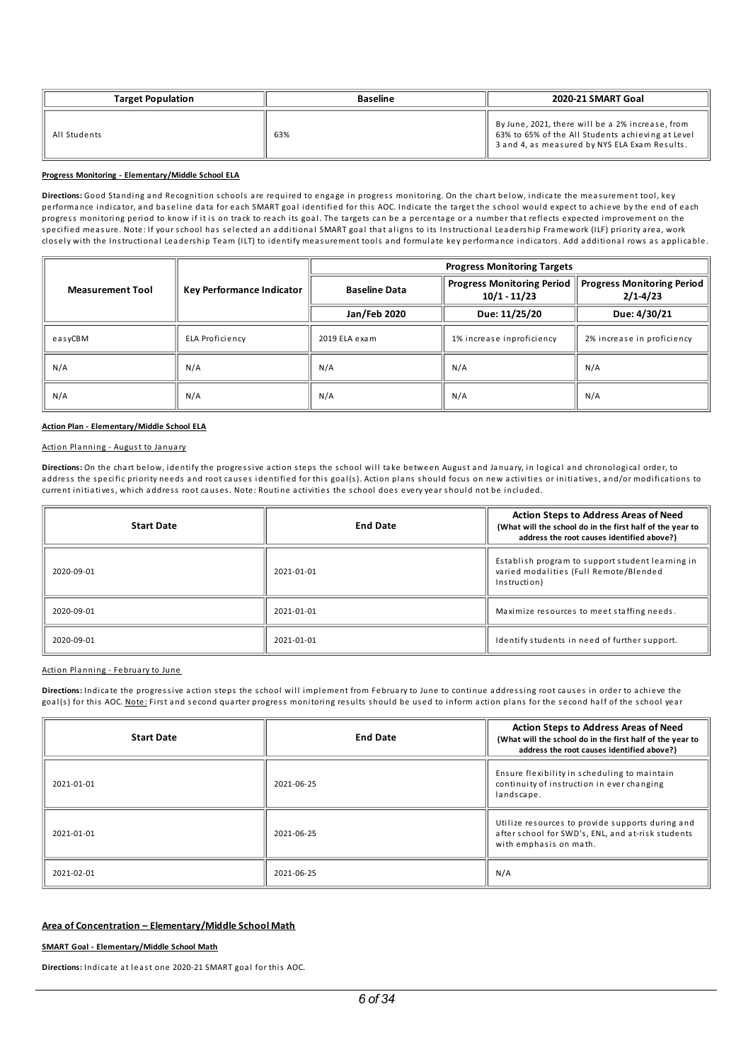| Target Population | Baseline | 2020-21 SMART Goal |
| --- | --- | --- |
| All Students | 63% | By June, 2021, there will be a 2% increase, from 63% to 65% of the All Students achieving at Level 3 and 4, as measured by NYS ELA Exam Results. |

**Progress Monitoring - Elementary/Middle School ELA**

**Directions:** Good Standing and Recognition schools are required to engage in progress monitoring. On the chart below, indicate the measurement tool, key performance indicator, and baseline data for each SMART goal identified for this AOC. Indicate the target the school would expect to achieve by the end of each progress monitoring period to know if it is on track to reach its goal. The targets can be a percentage or a number that reflects expected improvement on the specified measure. Note: If your school has selected an additional SMART goal that aligns to its Instructional Leadership Framework (ILF) priority area, work closely with the Instructional Leadership Team (ILT) to identify measurement tools and formulate key performance indicators. Add additional rows as applicable.

| Measurement Tool | Key Performance Indicator | Progress Monitoring Targets | | |
| --- | --- | --- | --- | --- |
| | | Baseline Data | Progress Monitoring Period 10/1 - 11/23 | Progress Monitoring Period 2/1-4/23 |
| | | Jan/Feb 2020 | Due: 11/25/20 | Due: 4/30/21 |
| easyCBM | ELA Proficiency | 2019 ELA exam | 1% increase inproficiency | 2% increase in proficiency |
| N/A | N/A | N/A | N/A | N/A |
| N/A | N/A | N/A | N/A | N/A |

**Action Plan - Elementary/Middle School ELA**

Action Planning - August to January

**Directions:** On the chart below, identify the progressive action steps the school will take between August and January, in logical and chronological order, to address the specific priority needs and root causes identified for this goal(s). Action plans should focus on new activities or initiatives, and/or modifications to current initiatives, which address root causes. Note: Routine activities the school does every year should not be included.

| Start Date | End Date | Action Steps to Address Areas of Need (What will the school do in the first half of the year to address the root causes identified above?) |
| --- | --- | --- |
| 2020-09-01 | 2021-01-01 | Establish program to support student learning in varied modalities (Full Remote/Blended Instruction) |
| 2020-09-01 | 2021-01-01 | Maximize resources to meet staffing needs. |
| 2020-09-01 | 2021-01-01 | Identify students in need of further support. |

Action Planning - February to June

**Directions:** Indicate the progressive action steps the school will implement from February to June to continue addressing root causes in order to achieve the goal(s) for this AOC. Note: First and second quarter progress monitoring results should be used to inform action plans for the second half of the school year

| Start Date | End Date | Action Steps to Address Areas of Need (What will the school do in the first half of the year to address the root causes identified above?) |
| --- | --- | --- |
| 2021-01-01 | 2021-06-25 | Ensure flexibility in scheduling to maintain continuity of instruction in ever changing landscape. |
| 2021-01-01 | 2021-06-25 | Utilize resources to provide supports during and after school for SWD's, ENL, and at-risk students with emphasis on math. |
| 2021-02-01 | 2021-06-25 | N/A |

## Area of Concentration – Elementary/Middle School Math

**SMART Goal - Elementary/Middle School Math**

**Directions:** Indicate at least one 2020-21 SMART goal for this AOC.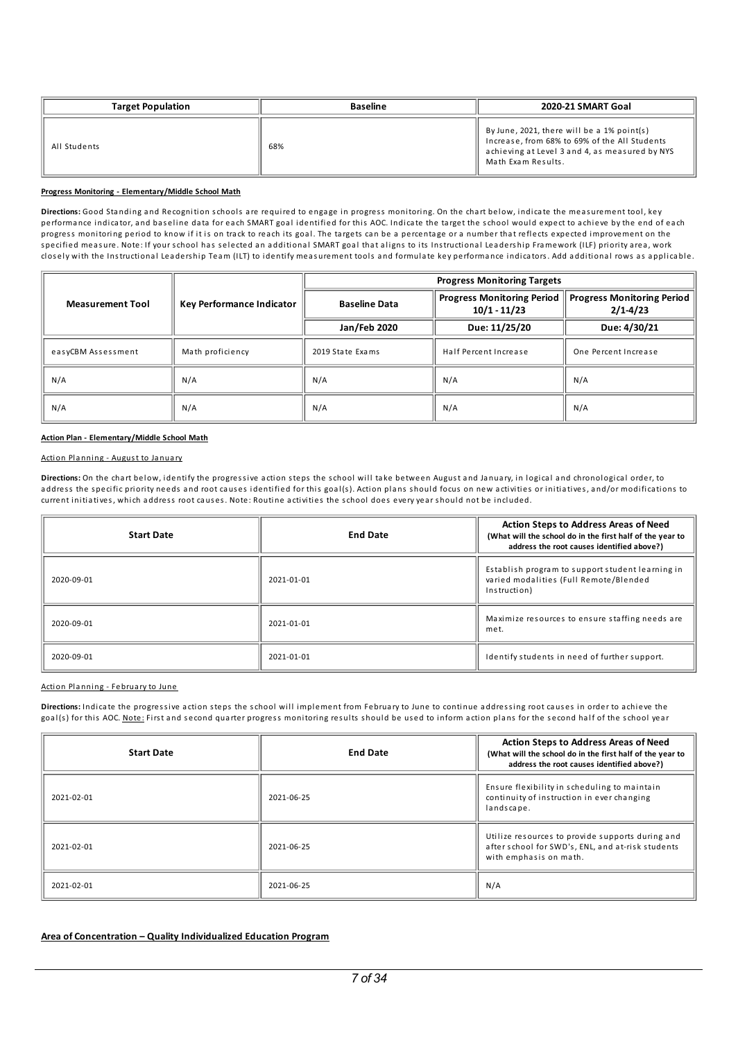| Target Population | Baseline | 2020-21 SMART Goal |
|---|---|---|
| All Students | 68% | By June, 2021, there will be a 1% point(s) Increase, from 68% to 69% of the All Students achieving at Level 3 and 4, as measured by NYS Math Exam Results. |

**Progress Monitoring - Elementary/Middle School Math**

**Directions:** Good Standing and Recognition schools are required to engage in progress monitoring. On the chart below, indicate the measurement tool, key performance indicator, and baseline data for each SMART goal identified for this AOC. Indicate the target the school would expect to achieve by the end of each progress monitoring period to know if it is on track to reach its goal. The targets can be a percentage or a number that reflects expected improvement on the specified measure. Note: If your school has selected an additional SMART goal that aligns to its Instructional Leadership Framework (ILF) priority area, work closely with the Instructional Leadership Team (ILT) to identify measurement tools and formulate key performance indicators. Add additional rows as applicable.

| Measurement Tool | Key Performance Indicator | Progress Monitoring Targets | | |
|---|---|---|---|---|
| | | Baseline Data | Progress Monitoring Period 10/1 - 11/23 | Progress Monitoring Period 2/1-4/23 |
| | | Jan/Feb 2020 | Due: 11/25/20 | Due: 4/30/21 |
| easyCBM Assessment | Math proficiency | 2019 State Exams | Half Percent Increase | One Percent Increase |
| N/A | N/A | N/A | N/A | N/A |
| N/A | N/A | N/A | N/A | N/A |

**Action Plan - Elementary/Middle School Math**

Action Planning - August to January

**Directions:** On the chart below, identify the progressive action steps the school will take between August and January, in logical and chronological order, to address the specific priority needs and root causes identified for this goal(s). Action plans should focus on new activities or initiatives, and/or modifications to current initiatives, which address root causes. Note: Routine activities the school does every year should not be included.

| Start Date | End Date | Action Steps to Address Areas of Need (What will the school do in the first half of the year to address the root causes identified above?) |
|---|---|---|
| 2020-09-01 | 2021-01-01 | Establish program to support student learning in varied modalities (Full Remote/Blended Instruction) |
| 2020-09-01 | 2021-01-01 | Maximize resources to ensure staffing needs are met. |
| 2020-09-01 | 2021-01-01 | Identify students in need of further support. |

Action Planning - February to June

**Directions:** Indicate the progressive action steps the school will implement from February to June to continue addressing root causes in order to achieve the goal(s) for this AOC. Note: First and second quarter progress monitoring results should be used to inform action plans for the second half of the school year

| Start Date | End Date | Action Steps to Address Areas of Need (What will the school do in the first half of the year to address the root causes identified above?) |
|---|---|---|
| 2021-02-01 | 2021-06-25 | Ensure flexibility in scheduling to maintain continuity of instruction in ever changing landscape. |
| 2021-02-01 | 2021-06-25 | Utilize resources to provide supports during and after school for SWD's, ENL, and at-risk students with emphasis on math. |
| 2021-02-01 | 2021-06-25 | N/A |

**Area of Concentration – Quality Individualized Education Program**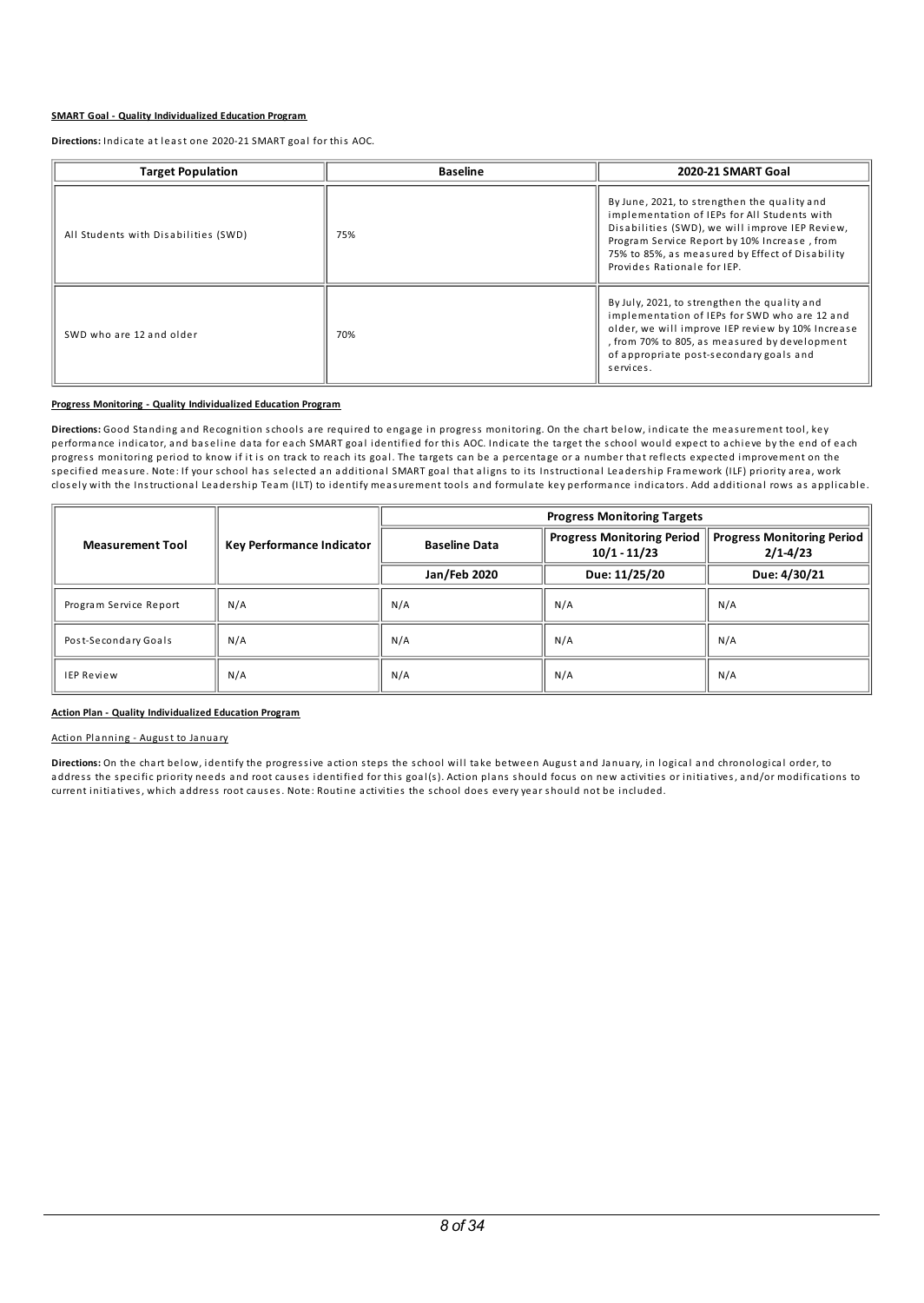**SMART Goal - Quality Individualized Education Program**

**Directions:** Indicate at least one 2020-21 SMART goal for this AOC.

| Target Population | Baseline | 2020-21 SMART Goal |
|---|---|---|
| All Students with Disabilities (SWD) | 75% | By June, 2021, to strengthen the quality and implementation of IEPs for All Students with Disabilities (SWD), we will improve IEP Review, Program Service Report by 10% Increase , from 75% to 85%, as measured by Effect of Disability Provides Rationale for IEP. |
| SWD who are 12 and older | 70% | By July, 2021, to strengthen the quality and implementation of IEPs for SWD who are 12 and older, we will improve IEP review by 10% Increase , from 70% to 805, as measured by development of appropriate post-secondary goals and services. |

**Progress Monitoring - Quality Individualized Education Program**

**Directions:** Good Standing and Recognition schools are required to engage in progress monitoring. On the chart below, indicate the measurement tool, key performance indicator, and baseline data for each SMART goal identified for this AOC. Indicate the target the school would expect to achieve by the end of each progress monitoring period to know if it is on track to reach its goal. The targets can be a percentage or a number that reflects expected improvement on the specified measure. Note: If your school has selected an additional SMART goal that aligns to its Instructional Leadership Framework (ILF) priority area, work closely with the Instructional Leadership Team (ILT) to identify measurement tools and formulate key performance indicators. Add additional rows as applicable.

| Measurement Tool | Key Performance Indicator | Progress Monitoring Targets | | |
|---|---|---|---|---|
| | | Baseline Data | Progress Monitoring Period 10/1 - 11/23 | Progress Monitoring Period 2/1-4/23 |
| | | Jan/Feb 2020 | Due: 11/25/20 | Due: 4/30/21 |
| Program Service Report | N/A | N/A | N/A | N/A |
| Post-Secondary Goals | N/A | N/A | N/A | N/A |
| IEP Review | N/A | N/A | N/A | N/A |

**Action Plan - Quality Individualized Education Program**

Action Planning - August to January

**Directions:** On the chart below, identify the progressive action steps the school will take between August and January, in logical and chronological order, to address the specific priority needs and root causes identified for this goal(s). Action plans should focus on new activities or initiatives, and/or modifications to current initiatives, which address root causes. Note: Routine activities the school does every year should not be included.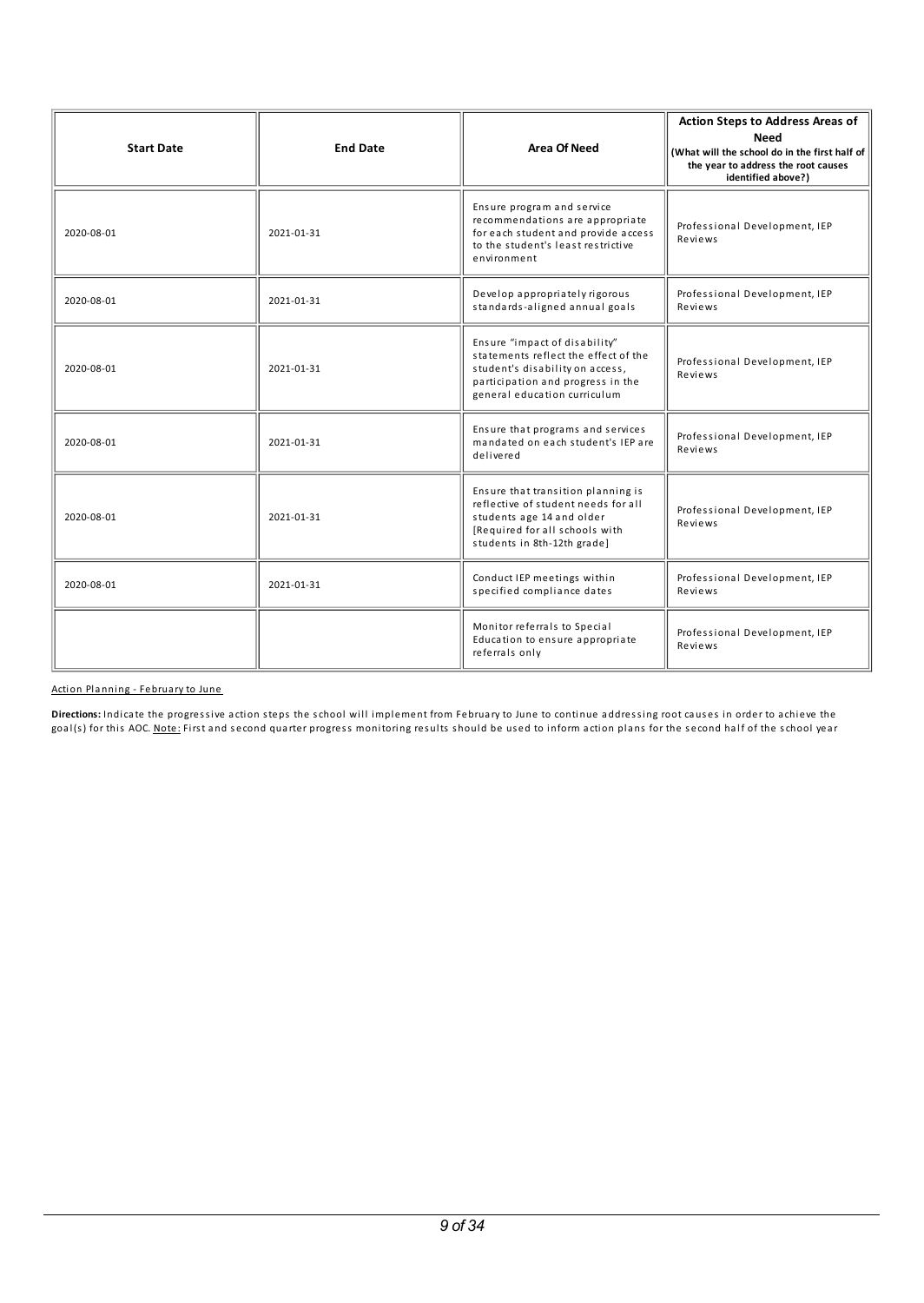| Start Date | End Date | Area Of Need | Action Steps to Address Areas of Need (What will the school do in the first half of the year to address the root causes identified above?) |
|---|---|---|---|
| 2020-08-01 | 2021-01-31 | Ensure program and service recommendations are appropriate for each student and provide access to the student's least restrictive environment | Professional Development, IEP Reviews |
| 2020-08-01 | 2021-01-31 | Develop appropriately rigorous standards-aligned annual goals | Professional Development, IEP Reviews |
| 2020-08-01 | 2021-01-31 | Ensure "impact of disability" statements reflect the effect of the student's disability on access, participation and progress in the general education curriculum | Professional Development, IEP Reviews |
| 2020-08-01 | 2021-01-31 | Ensure that programs and services mandated on each student's IEP are delivered | Professional Development, IEP Reviews |
| 2020-08-01 | 2021-01-31 | Ensure that transition planning is reflective of student needs for all students age 14 and older [Required for all schools with students in 8th-12th grade] | Professional Development, IEP Reviews |
| 2020-08-01 | 2021-01-31 | Conduct IEP meetings within specified compliance dates | Professional Development, IEP Reviews |
| | | Monitor referrals to Special Education to ensure appropriate referrals only | Professional Development, IEP Reviews |

Action Planning - February to June

**Directions:** Indicate the progressive action steps the school will implement from February to June to continue addressing root causes in order to achieve the goal(s) for this AOC. Note: First and second quarter progress monitoring results should be used to inform action plans for the second half of the school year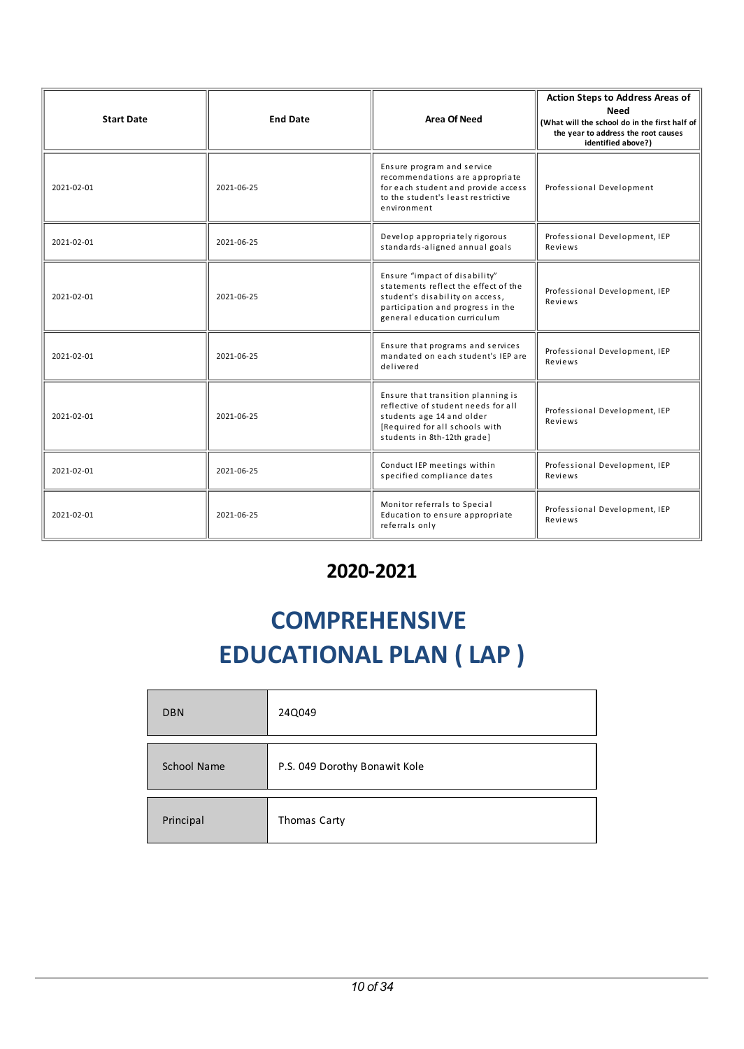| Start Date | End Date | Area Of Need | Action Steps to Address Areas of Need (What will the school do in the first half of the year to address the root causes identified above?) |
|---|---|---|---|
| 2021-02-01 | 2021-06-25 | Ensure program and service recommendations are appropriate for each student and provide access to the student's least restrictive environment | Professional Development |
| 2021-02-01 | 2021-06-25 | Develop appropriately rigorous standards-aligned annual goals | Professional Development, IEP Reviews |
| 2021-02-01 | 2021-06-25 | Ensure “impact of disability” statements reflect the effect of the student's disability on access, participation and progress in the general education curriculum | Professional Development, IEP Reviews |
| 2021-02-01 | 2021-06-25 | Ensure that programs and services mandated on each student's IEP are delivered | Professional Development, IEP Reviews |
| 2021-02-01 | 2021-06-25 | Ensure that transition planning is reflective of student needs for all students age 14 and older [Required for all schools with students in 8th-12th grade] | Professional Development, IEP Reviews |
| 2021-02-01 | 2021-06-25 | Conduct IEP meetings within specified compliance dates | Professional Development, IEP Reviews |
| 2021-02-01 | 2021-06-25 | Monitor referrals to Special Education to ensure appropriate referrals only | Professional Development, IEP Reviews |

## 2020-2021

# COMPREHENSIVE EDUCATIONAL PLAN ( LAP )

| DBN | 24Q049 |
|---|---|
| School Name | P.S. 049 Dorothy Bonawit Kole |
| Principal | Thomas Carty |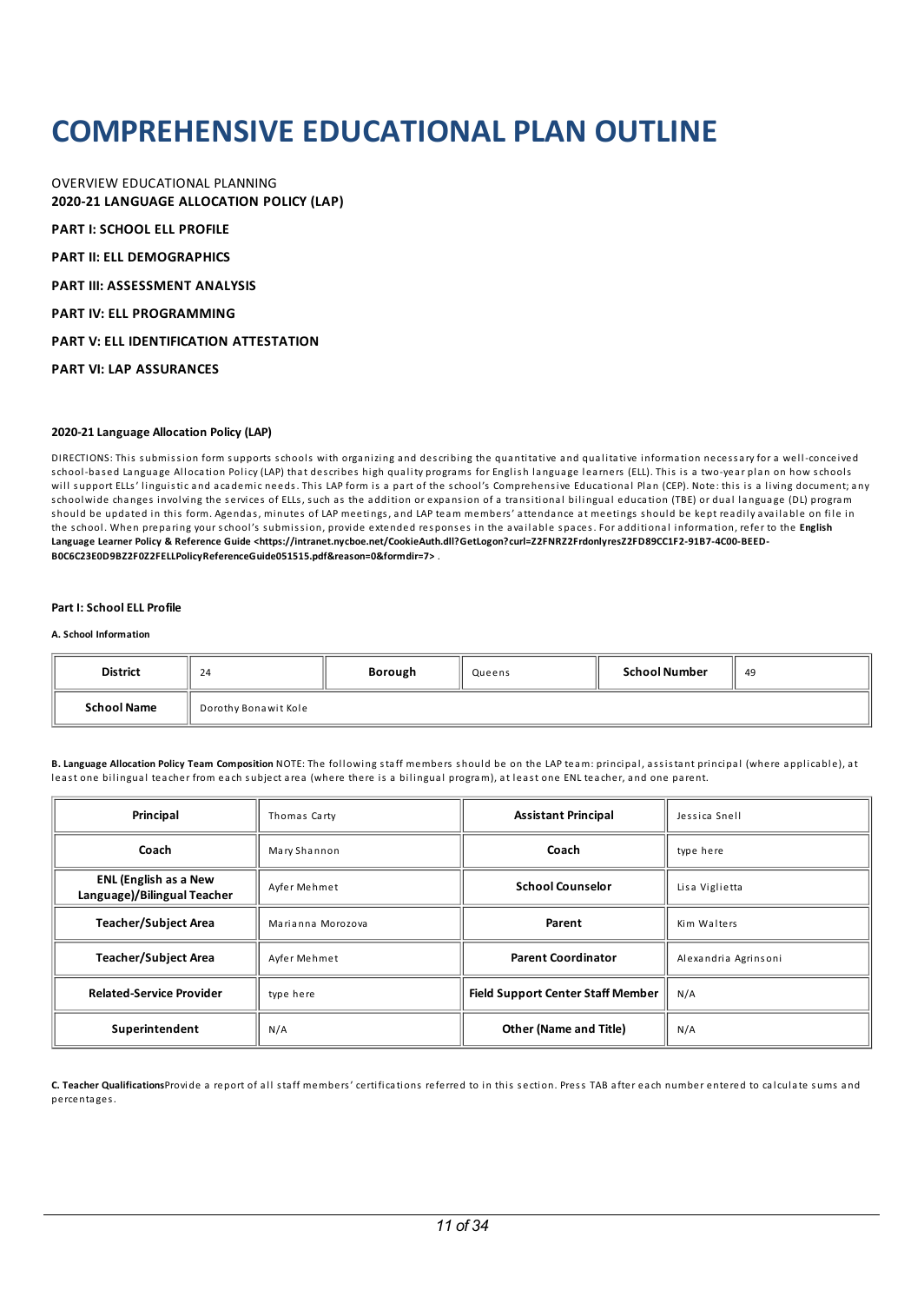# COMPREHENSIVE EDUCATIONAL PLAN OUTLINE

OVERVIEW EDUCATIONAL PLANNING

**2020-21 LANGUAGE ALLOCATION POLICY (LAP)**

**PART I: SCHOOL ELL PROFILE**

**PART II: ELL DEMOGRAPHICS**

**PART III: ASSESSMENT ANALYSIS**

**PART IV: ELL PROGRAMMING**

**PART V: ELL IDENTIFICATION ATTESTATION**

**PART VI: LAP ASSURANCES**

#### 2020-21 Language Allocation Policy (LAP)

DIRECTIONS: This submission form supports schools with organizing and describing the quantitative and qualitative information necessary for a well-conceived school-based Language Allocation Policy (LAP) that describes high quality programs for English language learners (ELL). This is a two-year plan on how schools will support ELLs' linguistic and academic needs. This LAP form is a part of the school's Comprehensive Educational Plan (CEP). Note: this is a living document; any schoolwide changes involving the services of ELLs, such as the addition or expansion of a transitional bilingual education (TBE) or dual language (DL) program should be updated in this form. Agendas, minutes of LAP meetings, and LAP team members' attendance at meetings should be kept readily available on file in the school. When preparing your school's submission, provide extended responses in the available spaces. For additional information, refer to the **English Language Learner Policy & Reference Guide <https://intranet.nycboe.net/CookieAuth.dll?GetLogon?curl=Z2FNRZ2FrdonlyresZ2FD89CC1F2-91B7-4C00-BEED-B0C6C23E0D9BZ2F0Z2FELLPolicyReferenceGuide051515.pdf&reason=0&formdir=7>** .

#### Part I: School ELL Profile

**A. School Information**

| District | 24 | Borough | Queens | School Number | 49 |
|---|---|---|---|---|---|
| School Name | Dorothy Bonawit Kole | | | | |

**B. Language Allocation Policy Team Composition** NOTE: The following staff members should be on the LAP team: principal, assistant principal (where applicable), at least one bilingual teacher from each subject area (where there is a bilingual program), at least one ENL teacher, and one parent.

| Principal | Thomas Carty | Assistant Principal | Jessica Snell |
|---|---|---|---|
| Coach | Mary Shannon | Coach | type here |
| ENL (English as a New Language)/Bilingual Teacher | Ayfer Mehmet | School Counselor | Lisa Viglietta |
| Teacher/Subject Area | Marianna Morozova | Parent | Kim Walters |
| Teacher/Subject Area | Ayfer Mehmet | Parent Coordinator | Alexandria Agrinsoni |
| Related-Service Provider | type here | Field Support Center Staff Member | N/A |
| Superintendent | N/A | Other (Name and Title) | N/A |

**C. Teacher Qualifications** Provide a report of all staff members' certifications referred to in this section. Press TAB after each number entered to calculate sums and percentages.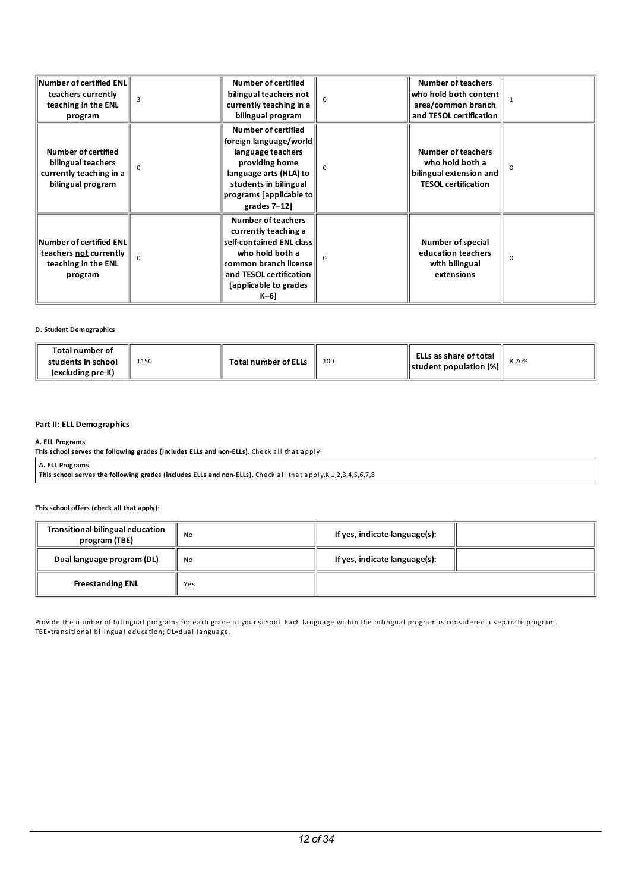| Number of certified ENL teachers currently teaching in the ENL program | 3 | Number of certified bilingual teachers not currently teaching in a bilingual program | 0 | Number of teachers who hold both content area/common branch and TESOL certification | 1 |
|---|---|---|---|---|---|
| Number of certified bilingual teachers currently teaching in a bilingual program | 0 | Number of certified foreign language/world language teachers providing home language arts (HLA) to students in bilingual programs [applicable to grades 7–12] | 0 | Number of teachers who hold both a bilingual extension and TESOL certification | 0 |
| Number of certified ENL teachers not currently teaching in the ENL program | 0 | Number of teachers currently teaching a self-contained ENL class who hold both a common branch license and TESOL certification [applicable to grades K–6] | 0 | Number of special education teachers with bilingual extensions | 0 |

**D. Student Demographics**

| Total number of students in school (excluding pre-K) | 1150 | Total number of ELLs | 100 | ELLs as share of total student population (%) | 8.70% |
|---|---|---|---|---|---|

## Part II: ELL Demographics

**A. ELL Programs**

**This school serves the following grades (includes ELLs and non-ELLs).** Check all that apply

**A. ELL Programs**
**This school serves the following grades (includes ELLs and non-ELLs).** Check all that apply,K,1,2,3,4,5,6,7,8

**This school offers (check all that apply):**

| Transitional bilingual education program (TBE) | No | If yes, indicate language(s): | |
|---|---|---|---|
| Dual language program (DL) | No | If yes, indicate language(s): | |
| Freestanding ENL | Yes | | |

Provide the number of bilingual programs for each grade at your school. Each language within the bilingual program is considered a separate program. TBE=transitional bilingual education; DL=dual language.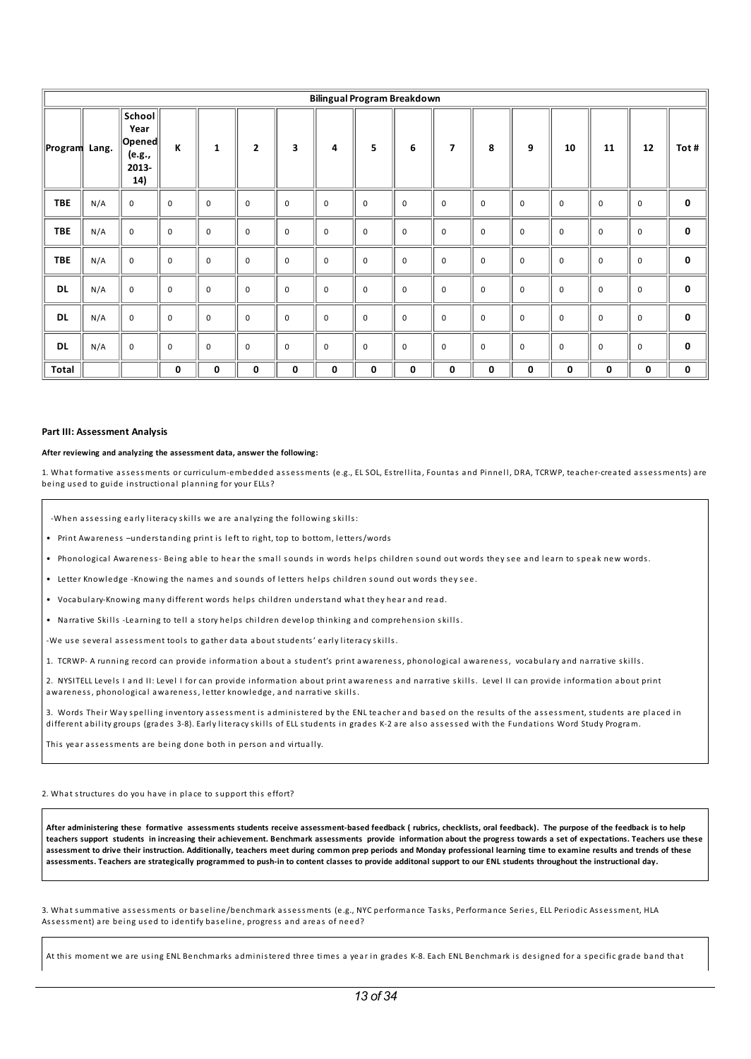| Bilingual Program Breakdown | | | | | | | | | | | | | | | | |
|---|---|---|---|---|---|---|---|---|---|---|---|---|---|---|---|---|
| Program | Lang. | School Year Opened (e.g., 2013-14) | K | 1 | 2 | 3 | 4 | 5 | 6 | 7 | 8 | 9 | 10 | 11 | 12 | Tot # |
| TBE | N/A | 0 | 0 | 0 | 0 | 0 | 0 | 0 | 0 | 0 | 0 | 0 | 0 | 0 | 0 | **0** |
| TBE | N/A | 0 | 0 | 0 | 0 | 0 | 0 | 0 | 0 | 0 | 0 | 0 | 0 | 0 | 0 | **0** |
| TBE | N/A | 0 | 0 | 0 | 0 | 0 | 0 | 0 | 0 | 0 | 0 | 0 | 0 | 0 | 0 | **0** |
| DL | N/A | 0 | 0 | 0 | 0 | 0 | 0 | 0 | 0 | 0 | 0 | 0 | 0 | 0 | 0 | **0** |
| DL | N/A | 0 | 0 | 0 | 0 | 0 | 0 | 0 | 0 | 0 | 0 | 0 | 0 | 0 | 0 | **0** |
| DL | N/A | 0 | 0 | 0 | 0 | 0 | 0 | 0 | 0 | 0 | 0 | 0 | 0 | 0 | 0 | **0** |
| **Total** | | | **0** | **0** | **0** | **0** | **0** | **0** | **0** | **0** | **0** | **0** | **0** | **0** | **0** | **0** |

**Part III: Assessment Analysis**

**After reviewing and analyzing the assessment data, answer the following:**

1. What formative assessments or curriculum-embedded assessments (e.g., EL SOL, Estrellita, Fountas and Pinnell, DRA, TCRWP, teacher-created assessments) are being used to guide instructional planning for your ELLs?

-When assessing early literacy skills we are analyzing the following skills:

- Print Awareness –understanding print is left to right, top to bottom, letters/words
- Phonological Awareness- Being able to hear the small sounds in words helps children sound out words they see and learn to speak new words.
- Letter Knowledge -Knowing the names and sounds of letters helps children sound out words they see.
- Vocabulary-Knowing many different words helps children understand what they hear and read.
- Narrative Skills -Learning to tell a story helps children develop thinking and comprehension skills.

-We use several assessment tools to gather data about students' early literacy skills.

1. TCRWP- A running record can provide information about a student's print awareness, phonological awareness, vocabulary and narrative skills.

2. NYSITELL Levels I and II: Level I for can provide information about print awareness and narrative skills. Level II can provide information about print awareness, phonological awareness, letter knowledge, and narrative skills.

3. Words Their Way spelling inventory assessment is administered by the ENL teacher and based on the results of the assessment, students are placed in different ability groups (grades 3-8). Early literacy skills of ELL students in grades K-2 are also assessed with the Fundations Word Study Program.

This year assessments are being done both in person and virtually.

2. What structures do you have in place to support this effort?

**After administering these formative assessments students receive assessment-based feedback ( rubrics, checklists, oral feedback). The purpose of the feedback is to help teachers support students in increasing their achievement. Benchmark assessments provide information about the progress towards a set of expectations. Teachers use these assessment to drive their instruction. Additionally, teachers meet during common prep periods and Monday professional learning time to examine results and trends of these assessments. Teachers are strategically programmed to push-in to content classes to provide additonal support to our ENL students throughout the instructional day.**

3. What summative assessments or baseline/benchmark assessments (e.g., NYC performance Tasks, Performance Series, ELL Periodic Assessment, HLA Assessment) are being used to identify baseline, progress and areas of need?

At this moment we are using ENL Benchmarks administered three times a year in grades K-8. Each ENL Benchmark is designed for a specific grade band that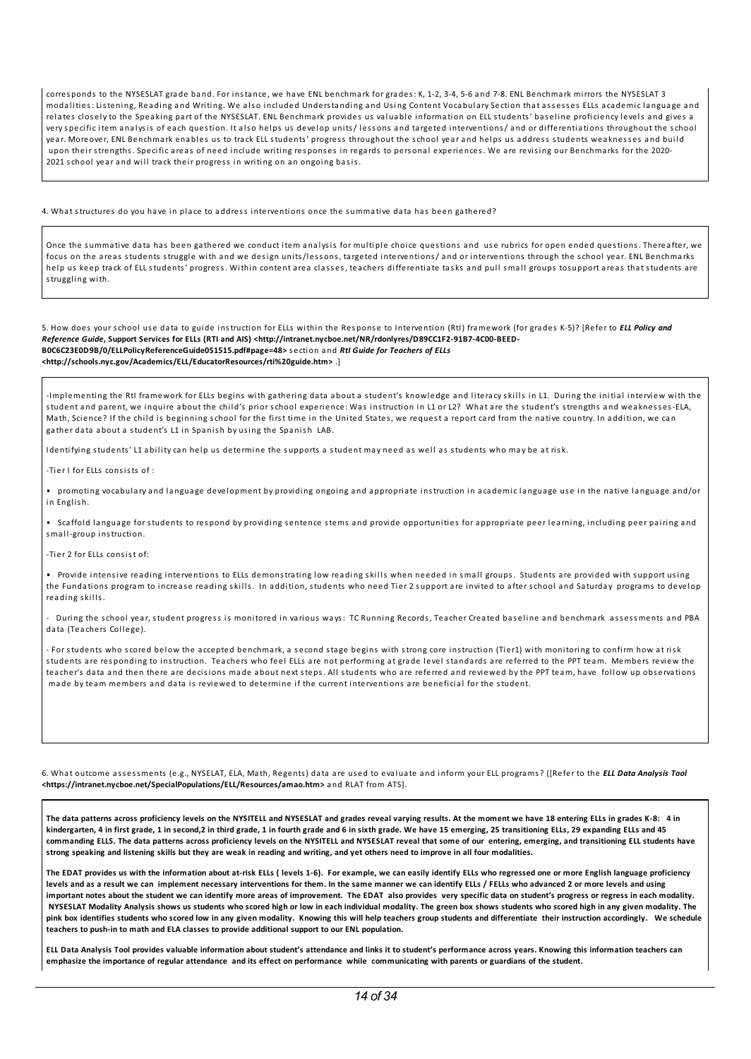corresponds to the NYSESLAT grade band. For instance, we have ENL benchmark for grades: K, 1-2, 3-4, 5-6 and 7-8. ENL Benchmark mirrors the NYSESLAT 3 modalities: Listening, Reading and Writing. We also included Understanding and Using Content Vocabulary Section that assesses ELLs academic language and relates closely to the Speaking part of the NYSESLAT. ENL Benchmark provides us valuable information on ELL students' baseline proficiency levels and gives a very specific item analysis of each question. It also helps us develop units/ lessons and targeted interventions/ and or differentiations throughout the school year. Moreover, ENL Benchmark enables us to track ELL students' progress throughout the school year and helps us address students weaknesses and build upon their strengths. Specific areas of need include writing responses in regards to personal experiences. We are revising our Benchmarks for the 2020-2021 school year and will track their progress in writing on an ongoing basis.

4. What structures do you have in place to address interventions once the summative data has been gathered?

Once the summative data has been gathered we conduct item analysis for multiple choice questions and use rubrics for open ended questions. Thereafter, we focus on the areas students struggle with and we design units/lessons, targeted interventions/ and or interventions through the school year. ENL Benchmarks help us keep track of ELL students' progress. Within content area classes, teachers differentiate tasks and pull small groups tosupport areas that students are struggling with.

5. How does your school use data to guide instruction for ELLs within the Response to Intervention (RtI) framework (for grades K-5)? [Refer to ***ELL Policy and Reference Guide*, Support Services for ELLs (RTI and AIS) <http://intranet.nycboe.net/NR/rdonlyres/D89CC1F2-91B7-4C00-BEED-B0C6C23E0D9B/0/ELLPolicyReferenceGuide051515.pdf#page=48>** section and ***RtI Guide for Teachers of ELLs* <http://schools.nyc.gov/Academics/ELL/EducatorResources/rti%20guide.htm>**.]

-Implementing the RtI framework for ELLs begins with gathering data about a student's knowledge and literacy skills in L1. During the initial interview with the student and parent, we inquire about the child's prior school experience: Was instruction in L1 or L2? What are the student's strengths and weaknesses-ELA, Math, Science? If the child is beginning school for the first time in the United States, we request a report card from the native country. In addition, we can gather data about a student's L1 in Spanish by using the Spanish LAB.

Identifying students' L1 ability can help us determine the supports a student may need as well as students who may be at risk.

-Tier I for ELLs consists of :

• promoting vocabulary and language development by providing ongoing and appropriate instruction in academic language use in the native language and/or in English.

• Scaffold language for students to respond by providing sentence stems and provide opportunities for appropriate peer learning, including peer pairing and small-group instruction.

-Tier 2 for ELLs consist of:

• Provide intensive reading interventions to ELLs demonstrating low reading skills when needed in small groups. Students are provided with support using the Fundations program to increase reading skills. In addition, students who need Tier 2 support are invited to after school and Saturday programs to develop reading skills.

- During the school year, student progress is monitored in various ways: TC Running Records, Teacher Created baseline and benchmark assessments and PBA data (Teachers College).

- For students who scored below the accepted benchmark, a second stage begins with strong core instruction (Tier1) with monitoring to confirm how at risk students are responding to instruction. Teachers who feel ELLs are not performing at grade level standards are referred to the PPT team. Members review the teacher's data and then there are decisions made about next steps. All students who are referred and reviewed by the PPT team, have follow up observations made by team members and data is reviewed to determine if the current interventions are beneficial for the student.

6. What outcome assessments (e.g., NYSELAT, ELA, Math, Regents) data are used to evaluate and inform your ELL programs? ([Refer to the ***ELL Data Analysis Tool* <https://intranet.nycboe.net/SpecialPopulations/ELL/Resources/amao.htm>** and RLAT from ATS].

**The data patterns across proficiency levels on the NYSITELL and NYSESLAT and grades reveal varying results. At the moment we have 18 entering ELLs in grades K-8: 4 in kindergarten, 4 in first grade, 1 in second,2 in third grade, 1 in fourth grade and 6 in sixth grade. We have 15 emerging, 25 transitioning ELLs, 29 expanding ELLs and 45 commanding ELLS. The data patterns across proficiency levels on the NYSITELL and NYSESLAT reveal that some of our entering, emerging, and transitioning ELL students have strong speaking and listening skills but they are weak in reading and writing, and yet others need to improve in all four modalities.**

**The EDAT provides us with the information about at-risk ELLs ( levels 1-6). For example, we can easily identify ELLs who regressed one or more English language proficiency levels and as a result we can implement necessary interventions for them. In the same manner we can identify ELLs / FELLs who advanced 2 or more levels and using important notes about the student we can identify more areas of improvement. The EDAT also provides very specific data on student's progress or regress in each modality. NYSESLAT Modality Analysis shows us students who scored high or low in each individual modality. The green box shows students who scored high in any given modality. The pink box identifies students who scored low in any given modality. Knowing this will help teachers group students and differentiate their instruction accordingly. We schedule teachers to push-in to math and ELA classes to provide additional support to our ENL population.**

**ELL Data Analysis Tool provides valuable information about student's attendance and links it to student's performance across years. Knowing this information teachers can emphasize the importance of regular attendance and its effect on performance while communicating with parents or guardians of the student.**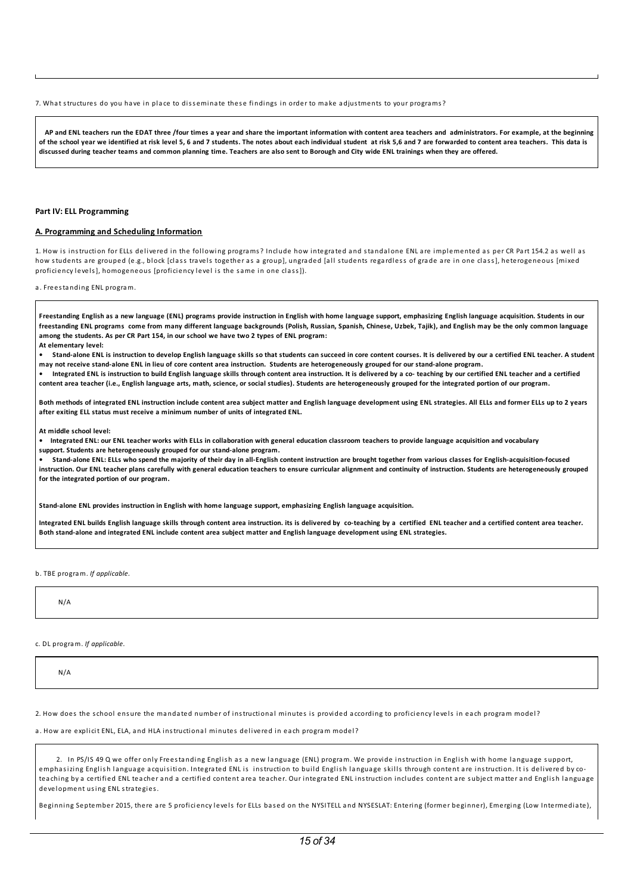7. What structures do you have in place to disseminate these findings in order to make adjustments to your programs?

**AP and ENL teachers run the EDAT three /four times a year and share the important information with content area teachers and administrators. For example, at the beginning of the school year we identified at risk level 5, 6 and 7 students. The notes about each individual student at risk 5,6 and 7 are forwarded to content area teachers. This data is discussed during teacher teams and common planning time. Teachers are also sent to Borough and City wide ENL trainings when they are offered.**

**Part IV: ELL Programming**

**A. Programming and Scheduling Information**

1. How is instruction for ELLs delivered in the following programs? Include how integrated and standalone ENL are implemented as per CR Part 154.2 as well as how students are grouped (e.g., block [class travels together as a group], ungraded [all students regardless of grade are in one class], heterogeneous [mixed proficiency levels], homogeneous [proficiency level is the same in one class]).

a. Freestanding ENL program.

**Freestanding English as a new language (ENL) programs provide instruction in English with home language support, emphasizing English language acquisition. Students in our freestanding ENL programs come from many different language backgrounds (Polish, Russian, Spanish, Chinese, Uzbek, Tajik), and English may be the only common language among the students. As per CR Part 154, in our school we have two 2 types of ENL program:**
**At elementary level:**

- **Stand-alone ENL is instruction to develop English language skills so that students can succeed in core content courses. It is delivered by our a certified ENL teacher. A student may not receive stand-alone ENL in lieu of core content area instruction. Students are heterogeneously grouped for our stand-alone program.**
- **Integrated ENL is instruction to build English language skills through content area instruction. It is delivered by a co- teaching by our certified ENL teacher and a certified content area teacher (i.e., English language arts, math, science, or social studies). Students are heterogeneously grouped for the integrated portion of our program.**

**Both methods of integrated ENL instruction include content area subject matter and English language development using ENL strategies. All ELLs and former ELLs up to 2 years after exiting ELL status must receive a minimum number of units of integrated ENL.**

**At middle school level:**

- **Integrated ENL: our ENL teacher works with ELLs in collaboration with general education classroom teachers to provide language acquisition and vocabulary support. Students are heterogeneously grouped for our stand-alone program.**
- **Stand-alone ENL: ELLs who spend the majority of their day in all-English content instruction are brought together from various classes for English-acquisition-focused instruction. Our ENL teacher plans carefully with general education teachers to ensure curricular alignment and continuity of instruction. Students are heterogeneously grouped for the integrated portion of our program.**

**Stand-alone ENL provides instruction in English with home language support, emphasizing English language acquisition.**

**Integrated ENL builds English language skills through content area instruction. its is delivered by co-teaching by a certified ENL teacher and a certified content area teacher. Both stand-alone and integrated ENL include content area subject matter and English language development using ENL strategies.**

b. TBE program. *If applicable.*

N/A

c. DL program. *If applicable.*

N/A

2. How does the school ensure the mandated number of instructional minutes is provided according to proficiency levels in each program model?

a. How are explicit ENL, ELA, and HLA instructional minutes delivered in each program model?

2. In PS/IS 49 Q we offer only Freestanding English as a new language (ENL) program. We provide instruction in English with home language support, emphasizing English language acquisition. Integrated ENL is instruction to build English language skills through content are instruction. It is delivered by co-teaching by a certified ENL teacher and a certified content area teacher. Our integrated ENL instruction includes content are subject matter and English language development using ENL strategies.

Beginning September 2015, there are 5 proficiency levels for ELLs based on the NYSITELL and NYSESLAT: Entering (former beginner), Emerging (Low Intermediate),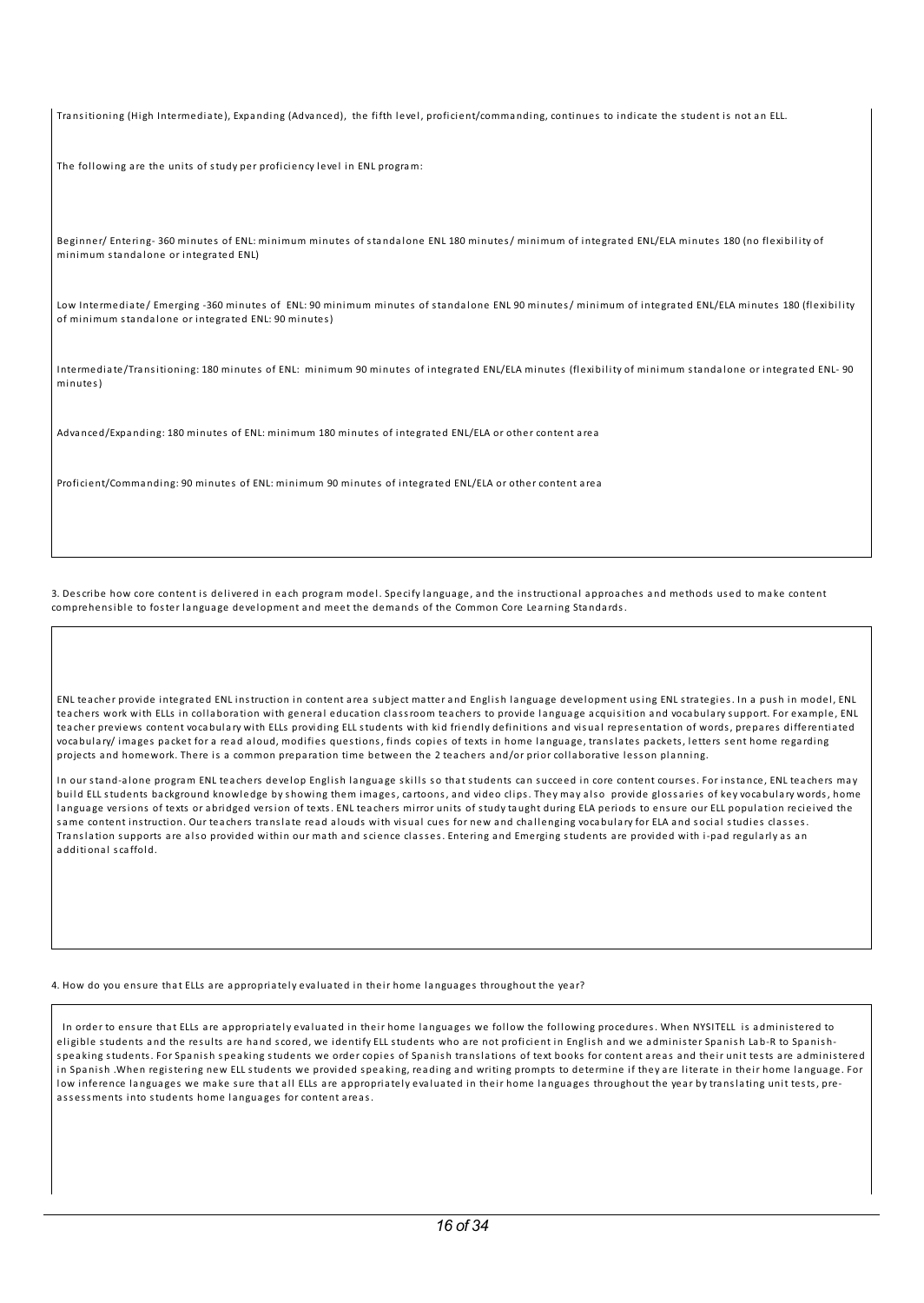Transitioning (High Intermediate), Expanding (Advanced), the fifth level, proficient/commanding, continues to indicate the student is not an ELL.

The following are the units of study per proficiency level in ENL program:

Beginner/ Entering- 360 minutes of ENL: minimum minutes of standalone ENL 180 minutes/ minimum of integrated ENL/ELA minutes 180 (no flexibility of minimum standalone or integrated ENL)

Low Intermediate/ Emerging -360 minutes of ENL: 90 minimum minutes of standalone ENL 90 minutes/ minimum of integrated ENL/ELA minutes 180 (flexibility of minimum standalone or integrated ENL: 90 minutes)

Intermediate/Transitioning: 180 minutes of ENL: minimum 90 minutes of integrated ENL/ELA minutes (flexibility of minimum standalone or integrated ENL- 90 minutes)

Advanced/Expanding: 180 minutes of ENL: minimum 180 minutes of integrated ENL/ELA or other content area

Proficient/Commanding: 90 minutes of ENL: minimum 90 minutes of integrated ENL/ELA or other content area

3. Describe how core content is delivered in each program model. Specify language, and the instructional approaches and methods used to make content comprehensible to foster language development and meet the demands of the Common Core Learning Standards.

ENL teacher provide integrated ENL instruction in content area subject matter and English language development using ENL strategies. In a push in model, ENL teachers work with ELLs in collaboration with general education classroom teachers to provide language acquisition and vocabulary support. For example, ENL teacher previews content vocabulary with ELLs providing ELL students with kid friendly definitions and visual representation of words, prepares differentiated vocabulary/ images packet for a read aloud, modifies questions, finds copies of texts in home language, translates packets, letters sent home regarding projects and homework. There is a common preparation time between the 2 teachers and/or prior collaborative lesson planning.

In our stand-alone program ENL teachers develop English language skills so that students can succeed in core content courses. For instance, ENL teachers may build ELL students background knowledge by showing them images, cartoons, and video clips. They may also provide glossaries of key vocabulary words, home language versions of texts or abridged version of texts. ENL teachers mirror units of study taught during ELA periods to ensure our ELL population recieived the same content instruction. Our teachers translate read alouds with visual cues for new and challenging vocabulary for ELA and social studies classes. Translation supports are also provided within our math and science classes. Entering and Emerging students are provided with i-pad regularly as an additional scaffold.

4. How do you ensure that ELLs are appropriately evaluated in their home languages throughout the year?

In order to ensure that ELLs are appropriately evaluated in their home languages we follow the following procedures. When NYSITELL is administered to eligible students and the results are hand scored, we identify ELL students who are not proficient in English and we administer Spanish Lab-R to Spanish-speaking students. For Spanish speaking students we order copies of Spanish translations of text books for content areas and their unit tests are administered in Spanish .When registering new ELL students we provided speaking, reading and writing prompts to determine if they are literate in their home language. For low inference languages we make sure that all ELLs are appropriately evaluated in their home languages throughout the year by translating unit tests, pre-assessments into students home languages for content areas.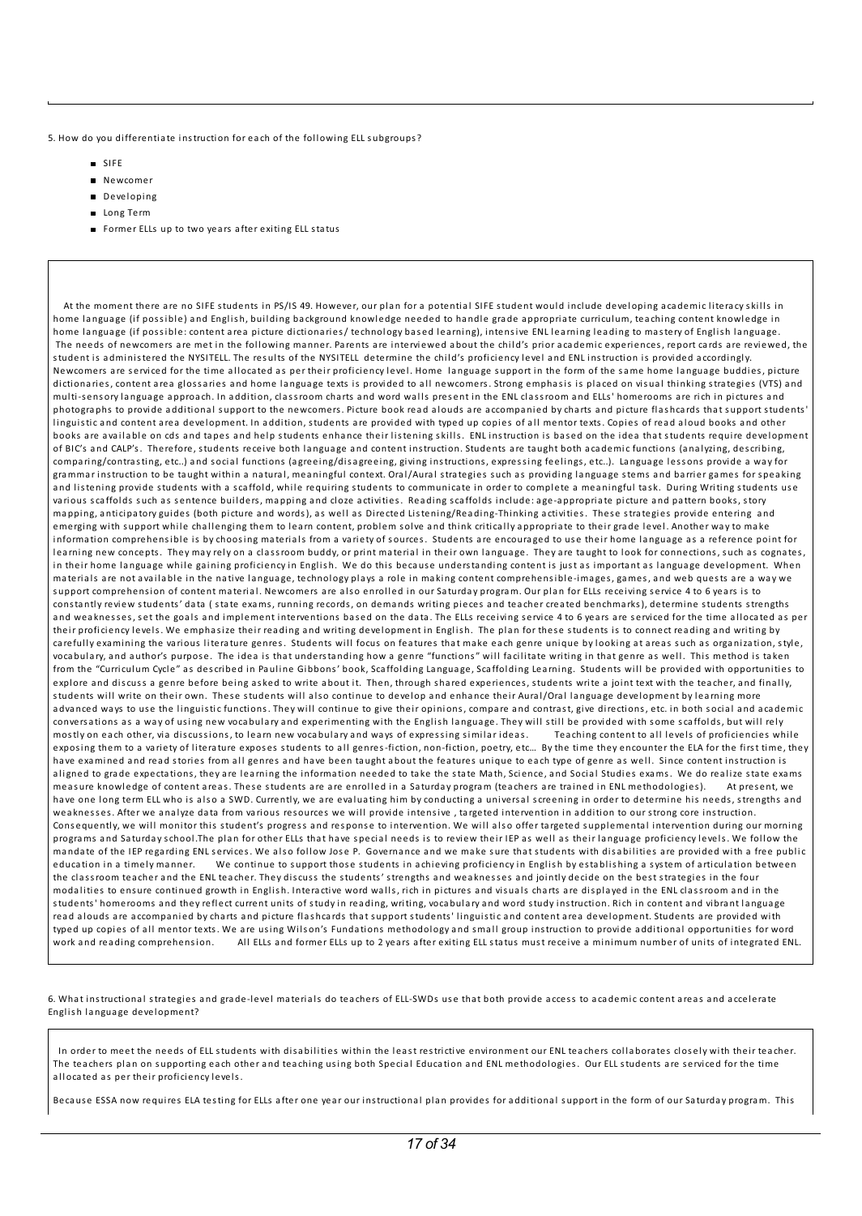5. How do you differentiate instruction for each of the following ELL subgroups?

- SIFE
- Newcomer
- Developing
- Long Term
- Former ELLs up to two years after exiting ELL status

At the moment there are no SIFE students in PS/IS 49. However, our plan for a potential SIFE student would include developing academic literacy skills in home language (if possible) and English, building background knowledge needed to handle grade appropriate curriculum, teaching content knowledge in home language (if possible: content area picture dictionaries/ technology based learning), intensive ENL learning leading to mastery of English language. The needs of newcomers are met in the following manner. Parents are interviewed about the child's prior academic experiences, report cards are reviewed, the student is administered the NYSITELL. The results of the NYSITELL determine the child's proficiency level and ENL instruction is provided accordingly. Newcomers are serviced for the time allocated as per their proficiency level. Home language support in the form of the same home language buddies, picture dictionaries, content area glossaries and home language texts is provided to all newcomers. Strong emphasis is placed on visual thinking strategies (VTS) and multi-sensory language approach. In addition, classroom charts and word walls present in the ENL classroom and ELLs' homerooms are rich in pictures and photographs to provide additional support to the newcomers. Picture book read alouds are accompanied by charts and picture flashcards that support students' linguistic and content area development. In addition, students are provided with typed up copies of all mentor texts. Copies of read aloud books and other books are available on cds and tapes and help students enhance their listening skills. ENL instruction is based on the idea that students require development of BIC's and CALP's. Therefore, students receive both language and content instruction. Students are taught both academic functions (analyzing, describing, comparing/contrasting, etc..) and social functions (agreeing/disagreeing, giving instructions, expressing feelings, etc..). Language lessons provide a way for grammar instruction to be taught within a natural, meaningful context. Oral/Aural strategies such as providing language stems and barrier games for speaking and listening provide students with a scaffold, while requiring students to communicate in order to complete a meaningful task. During Writing students use various scaffolds such as sentence builders, mapping and cloze activities. Reading scaffolds include: age-appropriate picture and pattern books, story mapping, anticipatory guides (both picture and words), as well as Directed Listening/Reading-Thinking activities. These strategies provide entering and emerging with support while challenging them to learn content, problem solve and think critically appropriate to their grade level. Another way to make information comprehensible is by choosing materials from a variety of sources. Students are encouraged to use their home language as a reference point for learning new concepts. They may rely on a classroom buddy, or print material in their own language. They are taught to look for connections, such as cognates, in their home language while gaining proficiency in English. We do this because understanding content is just as important as language development. When materials are not available in the native language, technology plays a role in making content comprehensible-images, games, and web quests are a way we support comprehension of content material. Newcomers are also enrolled in our Saturday program. Our plan for ELLs receiving service 4 to 6 years is to constantly review students' data ( state exams, running records, on demands writing pieces and teacher created benchmarks), determine students strengths and weaknesses, set the goals and implement interventions based on the data. The ELLs receiving service 4 to 6 years are serviced for the time allocated as per their proficiency levels. We emphasize their reading and writing development in English. The plan for these students is to connect reading and writing by carefully examining the various literature genres. Students will focus on features that make each genre unique by looking at areas such as organization, style, vocabulary, and author's purpose. The idea is that understanding how a genre "functions" will facilitate writing in that genre as well. This method is taken from the "Curriculum Cycle" as described in Pauline Gibbons' book, Scaffolding Language, Scaffolding Learning. Students will be provided with opportunities to explore and discuss a genre before being asked to write about it. Then, through shared experiences, students write a joint text with the teacher, and finally, students will write on their own. These students will also continue to develop and enhance their Aural/Oral language development by learning more advanced ways to use the linguistic functions. They will continue to give their opinions, compare and contrast, give directions, etc. in both social and academic conversations as a way of using new vocabulary and experimenting with the English language. They will still be provided with some scaffolds, but will rely mostly on each other, via discussions, to learn new vocabulary and ways of expressing similar ideas. Teaching content to all levels of proficiencies while exposing them to a variety of literature exposes students to all genres-fiction, non-fiction, poetry, etc... By the time they encounter the ELA for the first time, they have examined and read stories from all genres and have been taught about the features unique to each type of genre as well. Since content instruction is aligned to grade expectations, they are learning the information needed to take the state Math, Science, and Social Studies exams. We do realize state exams measure knowledge of content areas. These students are are enrolled in a Saturday program (teachers are trained in ENL methodologies). At present, we have one long term ELL who is also a SWD. Currently, we are evaluating him by conducting a universal screening in order to determine his needs, strengths and weaknesses. After we analyze data from various resources we will provide intensive , targeted intervention in addition to our strong core instruction. Consequently, we will monitor this student's progress and response to intervention. We will also offer targeted supplemental intervention during our morning programs and Saturday school.The plan for other ELLs that have special needs is to review their IEP as well as their language proficiency levels. We follow the mandate of the IEP regarding ENL services. We also follow Jose P. Governance and we make sure that students with disabilities are provided with a free public education in a timely manner. We continue to support those students in achieving proficiency in English by establishing a system of articulation between the classroom teacher and the ENL teacher. They discuss the students' strengths and weaknesses and jointly decide on the best strategies in the four modalities to ensure continued growth in English. Interactive word walls, rich in pictures and visuals charts are displayed in the ENL classroom and in the students' homerooms and they reflect current units of study in reading, writing, vocabulary and word study instruction. Rich in content and vibrant language read alouds are accompanied by charts and picture flashcards that support students' linguistic and content area development. Students are provided with typed up copies of all mentor texts. We are using Wilson's Fundations methodology and small group instruction to provide additional opportunities for word work and reading comprehension. All ELLs and former ELLs up to 2 years after exiting ELL status must receive a minimum number of units of integrated ENL.

6. What instructional strategies and grade-level materials do teachers of ELL-SWDs use that both provide access to academic content areas and accelerate English language development?

In order to meet the needs of ELL students with disabilities within the least restrictive environment our ENL teachers collaborates closely with their teacher. The teachers plan on supporting each other and teaching using both Special Education and ENL methodologies. Our ELL students are serviced for the time allocated as per their proficiency levels.

Because ESSA now requires ELA testing for ELLs after one year our instructional plan provides for additional support in the form of our Saturday program. This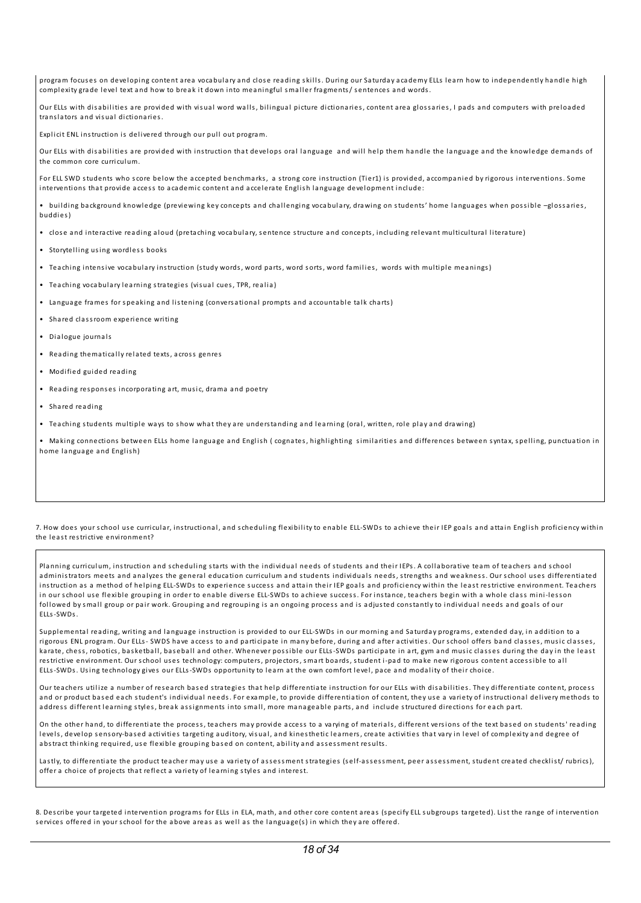program focuses on developing content area vocabulary and close reading skills. During our Saturday academy ELLs learn how to independently handle high complexity grade level text and how to break it down into meaningful smaller fragments/ sentences and words.

Our ELLs with disabilities are provided with visual word walls, bilingual picture dictionaries, content area glossaries, I pads and computers with preloaded translators and visual dictionaries.

Explicit ENL instruction is delivered through our pull out program.

Our ELLs with disabilities are provided with instruction that develops oral language and will help them handle the language and the knowledge demands of the common core curriculum.

For ELL SWD students who score below the accepted benchmarks, a strong core instruction (Tier1) is provided, accompanied by rigorous interventions. Some interventions that provide access to academic content and accelerate English language development include:

• building background knowledge (previewing key concepts and challenging vocabulary, drawing on students' home languages when possible –glossaries, buddies)

• close and interactive reading aloud (pretaching vocabulary, sentence structure and concepts, including relevant multicultural literature)

• Storytelling using wordless books

• Teaching intensive vocabulary instruction (study words, word parts, word sorts, word families, words with multiple meanings)

• Teaching vocabulary learning strategies (visual cues, TPR, realia)

• Language frames for speaking and listening (conversational prompts and accountable talk charts)

• Shared classroom experience writing

• Dialogue journals

• Reading thematically related texts, across genres

• Modified guided reading

• Reading responses incorporating art, music, drama and poetry

• Shared reading

• Teaching students multiple ways to show what they are understanding and learning (oral, written, role play and drawing)

• Making connections between ELLs home language and English ( cognates, highlighting similarities and differences between syntax, spelling, punctuation in home language and English)

7. How does your school use curricular, instructional, and scheduling flexibility to enable ELL-SWDs to achieve their IEP goals and attain English proficiency within the least restrictive environment?

Planning curriculum, instruction and scheduling starts with the individual needs of students and their IEPs. A collaborative team of teachers and school administrators meets and analyzes the general education curriculum and students individuals needs, strengths and weakness. Our school uses differentiated instruction as a method of helping ELL-SWDs to experience success and attain their IEP goals and proficiency within the least restrictive environment. Teachers in our school use flexible grouping in order to enable diverse ELL-SWDs to achieve success. For instance, teachers begin with a whole class mini-lesson followed by small group or pair work. Grouping and regrouping is an ongoing process and is adjusted constantly to individual needs and goals of our ELLs-SWDs.

Supplemental reading, writing and language instruction is provided to our ELL-SWDs in our morning and Saturday programs, extended day, in addition to a rigorous ENL program. Our ELLs- SWDS have access to and participate in many before, during and after activities. Our school offers band classes, music classes, karate, chess, robotics, basketball, baseball and other. Whenever possible our ELLs-SWDs participate in art, gym and music classes during the day in the least restrictive environment. Our school uses technology: computers, projectors, smart boards, student i-pad to make new rigorous content accessible to all ELLs-SWDs. Using technology gives our ELLs-SWDs opportunity to learn at the own comfort level, pace and modality of their choice.

Our teachers utilize a number of research based strategies that help differentiate instruction for our ELLs with disabilities. They differentiate content, process and or product based each student's individual needs. For example, to provide differentiation of content, they use a variety of instructional delivery methods to address different learning styles, break assignments into small, more manageable parts, and include structured directions for each part.

On the other hand, to differentiate the process, teachers may provide access to a varying of materials, different versions of the text based on students' reading levels, develop sensory-based activities targeting auditory, visual, and kinesthetic learners, create activities that vary in level of complexity and degree of abstract thinking required, use flexible grouping based on content, ability and assessment results.

Lastly, to differentiate the product teacher may use a variety of assessment strategies (self-assessment, peer assessment, student created checklist/ rubrics), offer a choice of projects that reflect a variety of learning styles and interest.

8. Describe your targeted intervention programs for ELLs in ELA, math, and other core content areas (specify ELL subgroups targeted). List the range of intervention services offered in your school for the above areas as well as the language(s) in which they are offered.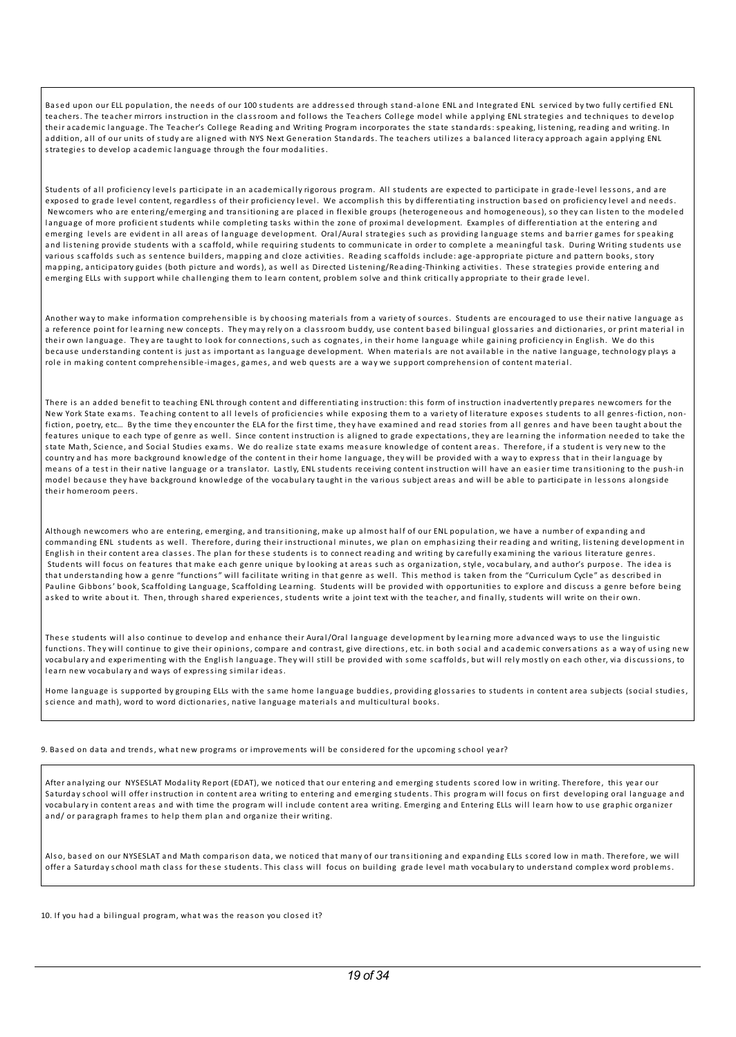Based upon our ELL population, the needs of our 100 students are addressed through stand-alone ENL and Integrated ENL serviced by two fully certified ENL teachers. The teacher mirrors instruction in the classroom and follows the Teachers College model while applying ENL strategies and techniques to develop their academic language. The Teacher's College Reading and Writing Program incorporates the state standards: speaking, listening, reading and writing. In addition, all of our units of study are aligned with NYS Next Generation Standards. The teachers utilizes a balanced literacy approach again applying ENL strategies to develop academic language through the four modalities.

Students of all proficiency levels participate in an academically rigorous program. All students are expected to participate in grade-level lessons, and are exposed to grade level content, regardless of their proficiency level. We accomplish this by differentiating instruction based on proficiency level and needs. Newcomers who are entering/emerging and transitioning are placed in flexible groups (heterogeneous and homogeneous), so they can listen to the modeled language of more proficient students while completing tasks within the zone of proximal development. Examples of differentiation at the entering and emerging levels are evident in all areas of language development. Oral/Aural strategies such as providing language stems and barrier games for speaking and listening provide students with a scaffold, while requiring students to communicate in order to complete a meaningful task. During Writing students use various scaffolds such as sentence builders, mapping and cloze activities. Reading scaffolds include: age-appropriate picture and pattern books, story mapping, anticipatory guides (both picture and words), as well as Directed Listening/Reading-Thinking activities. These strategies provide entering and emerging ELLs with support while challenging them to learn content, problem solve and think critically appropriate to their grade level.

Another way to make information comprehensible is by choosing materials from a variety of sources. Students are encouraged to use their native language as a reference point for learning new concepts. They may rely on a classroom buddy, use content based bilingual glossaries and dictionaries, or print material in their own language. They are taught to look for connections, such as cognates, in their home language while gaining proficiency in English. We do this because understanding content is just as important as language development. When materials are not available in the native language, technology plays a role in making content comprehensible-images, games, and web quests are a way we support comprehension of content material.

There is an added benefit to teaching ENL through content and differentiating instruction: this form of instruction inadvertently prepares newcomers for the New York State exams. Teaching content to all levels of proficiencies while exposing them to a variety of literature exposes students to all genres-fiction, non-fiction, poetry, etc… By the time they encounter the ELA for the first time, they have examined and read stories from all genres and have been taught about the features unique to each type of genre as well. Since content instruction is aligned to grade expectations, they are learning the information needed to take the state Math, Science, and Social Studies exams. We do realize state exams measure knowledge of content areas. Therefore, if a student is very new to the country and has more background knowledge of the content in their home language, they will be provided with a way to express that in their language by means of a test in their native language or a translator. Lastly, ENL students receiving content instruction will have an easier time transitioning to the push-in model because they have background knowledge of the vocabulary taught in the various subject areas and will be able to participate in lessons alongside their homeroom peers.

Although newcomers who are entering, emerging, and transitioning, make up almost half of our ENL population, we have a number of expanding and commanding ENL students as well. Therefore, during their instructional minutes, we plan on emphasizing their reading and writing, listening development in English in their content area classes. The plan for these students is to connect reading and writing by carefully examining the various literature genres. Students will focus on features that make each genre unique by looking at areas such as organization, style, vocabulary, and author's purpose. The idea is that understanding how a genre "functions" will facilitate writing in that genre as well. This method is taken from the "Curriculum Cycle" as described in Pauline Gibbons' book, Scaffolding Language, Scaffolding Learning. Students will be provided with opportunities to explore and discuss a genre before being asked to write about it. Then, through shared experiences, students write a joint text with the teacher, and finally, students will write on their own.

These students will also continue to develop and enhance their Aural/Oral language development by learning more advanced ways to use the linguistic functions. They will continue to give their opinions, compare and contrast, give directions, etc. in both social and academic conversations as a way of using new vocabulary and experimenting with the English language. They will still be provided with some scaffolds, but will rely mostly on each other, via discussions, to learn new vocabulary and ways of expressing similar ideas.

Home language is supported by grouping ELLs with the same home language buddies, providing glossaries to students in content area subjects (social studies, science and math), word to word dictionaries, native language materials and multicultural books.

9. Based on data and trends, what new programs or improvements will be considered for the upcoming school year?

After analyzing our NYSESLAT Modality Report (EDAT), we noticed that our entering and emerging students scored low in writing. Therefore, this year our Saturday school will offer instruction in content area writing to entering and emerging students. This program will focus on first developing oral language and vocabulary in content areas and with time the program will include content area writing. Emerging and Entering ELLs will learn how to use graphic organizer and/ or paragraph frames to help them plan and organize their writing.

Also, based on our NYSESLAT and Math comparison data, we noticed that many of our transitioning and expanding ELLs scored low in math. Therefore, we will offer a Saturday school math class for these students. This class will focus on building grade level math vocabulary to understand complex word problems.

10. If you had a bilingual program, what was the reason you closed it?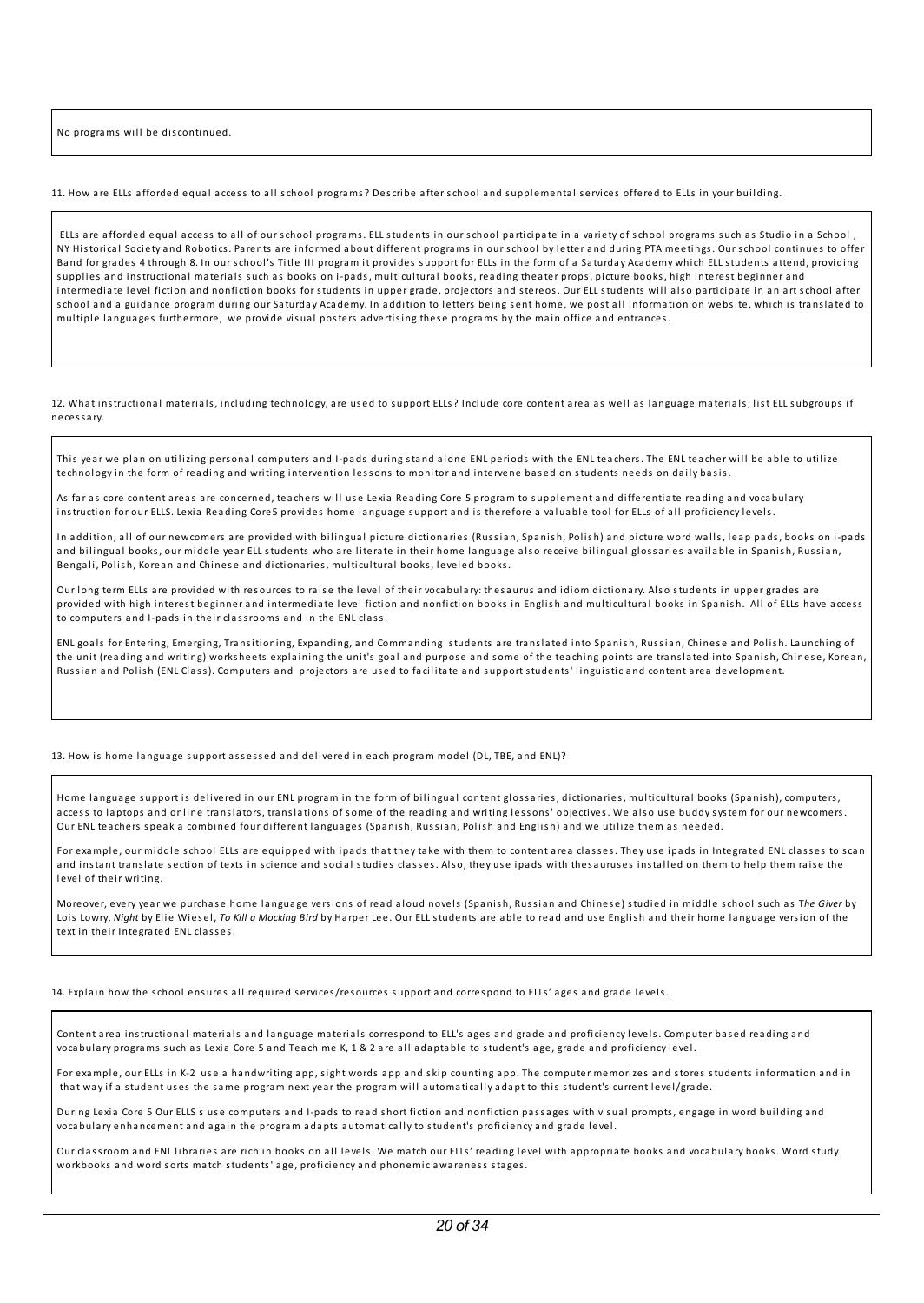No programs will be discontinued.

11. How are ELLs afforded equal access to all school programs? Describe after school and supplemental services offered to ELLs in your building.

ELLs are afforded equal access to all of our school programs. ELL students in our school participate in a variety of school programs such as Studio in a School , NY Historical Society and Robotics. Parents are informed about different programs in our school by letter and during PTA meetings. Our school continues to offer Band for grades 4 through 8. In our school's Title III program it provides support for ELLs in the form of a Saturday Academy which ELL students attend, providing supplies and instructional materials such as books on i-pads, multicultural books, reading theater props, picture books, high interest beginner and intermediate level fiction and nonfiction books for students in upper grade, projectors and stereos. Our ELL students will also participate in an art school after school and a guidance program during our Saturday Academy. In addition to letters being sent home, we post all information on website, which is translated to multiple languages furthermore, we provide visual posters advertising these programs by the main office and entrances.

12. What instructional materials, including technology, are used to support ELLs? Include core content area as well as language materials; list ELL subgroups if necessary.

This year we plan on utilizing personal computers and I-pads during stand alone ENL periods with the ENL teachers. The ENL teacher will be able to utilize technology in the form of reading and writing intervention lessons to monitor and intervene based on students needs on daily basis.

As far as core content areas are concerned, teachers will use Lexia Reading Core 5 program to supplement and differentiate reading and vocabulary instruction for our ELLS. Lexia Reading Core5 provides home language support and is therefore a valuable tool for ELLs of all proficiency levels.

In addition, all of our newcomers are provided with bilingual picture dictionaries (Russian, Spanish, Polish) and picture word walls, leap pads, books on i-pads and bilingual books, our middle year ELL students who are literate in their home language also receive bilingual glossaries available in Spanish, Russian, Bengali, Polish, Korean and Chinese and dictionaries, multicultural books, leveled books.

Our long term ELLs are provided with resources to raise the level of their vocabulary: thesaurus and idiom dictionary. Also students in upper grades are provided with high interest beginner and intermediate level fiction and nonfiction books in English and multicultural books in Spanish. All of ELLs have access to computers and I-pads in their classrooms and in the ENL class.

ENL goals for Entering, Emerging, Transitioning, Expanding, and Commanding students are translated into Spanish, Russian, Chinese and Polish. Launching of the unit (reading and writing) worksheets explaining the unit's goal and purpose and some of the teaching points are translated into Spanish, Chinese, Korean, Russian and Polish (ENL Class). Computers and projectors are used to facilitate and support students' linguistic and content area development.

13. How is home language support assessed and delivered in each program model (DL, TBE, and ENL)?

Home language support is delivered in our ENL program in the form of bilingual content glossaries, dictionaries, multicultural books (Spanish), computers, access to laptops and online translators, translations of some of the reading and writing lessons' objectives. We also use buddy system for our newcomers. Our ENL teachers speak a combined four different languages (Spanish, Russian, Polish and English) and we utilize them as needed.

For example, our middle school ELLs are equipped with ipads that they take with them to content area classes. They use ipads in Integrated ENL classes to scan and instant translate section of texts in science and social studies classes. Also, they use ipads with thesauruses installed on them to help them raise the level of their writing.

Moreover, every year we purchase home language versions of read aloud novels (Spanish, Russian and Chinese) studied in middle school such as *The Giver* by Lois Lowry, *Night* by Elie Wiesel, *To Kill a Mocking Bird* by Harper Lee. Our ELL students are able to read and use English and their home language version of the text in their Integrated ENL classes.

14. Explain how the school ensures all required services/resources support and correspond to ELLs' ages and grade levels.

Content area instructional materials and language materials correspond to ELL's ages and grade and proficiency levels. Computer based reading and vocabulary programs such as Lexia Core 5 and Teach me K, 1 & 2 are all adaptable to student's age, grade and proficiency level.

For example, our ELLs in K-2 use a handwriting app, sight words app and skip counting app. The computer memorizes and stores students information and in that way if a student uses the same program next year the program will automatically adapt to this student's current level/grade.

During Lexia Core 5 Our ELLS s use computers and I-pads to read short fiction and nonfiction passages with visual prompts, engage in word building and vocabulary enhancement and again the program adapts automatically to student's proficiency and grade level.

Our classroom and ENL libraries are rich in books on all levels. We match our ELLs' reading level with appropriate books and vocabulary books. Word study workbooks and word sorts match students' age, proficiency and phonemic awareness stages.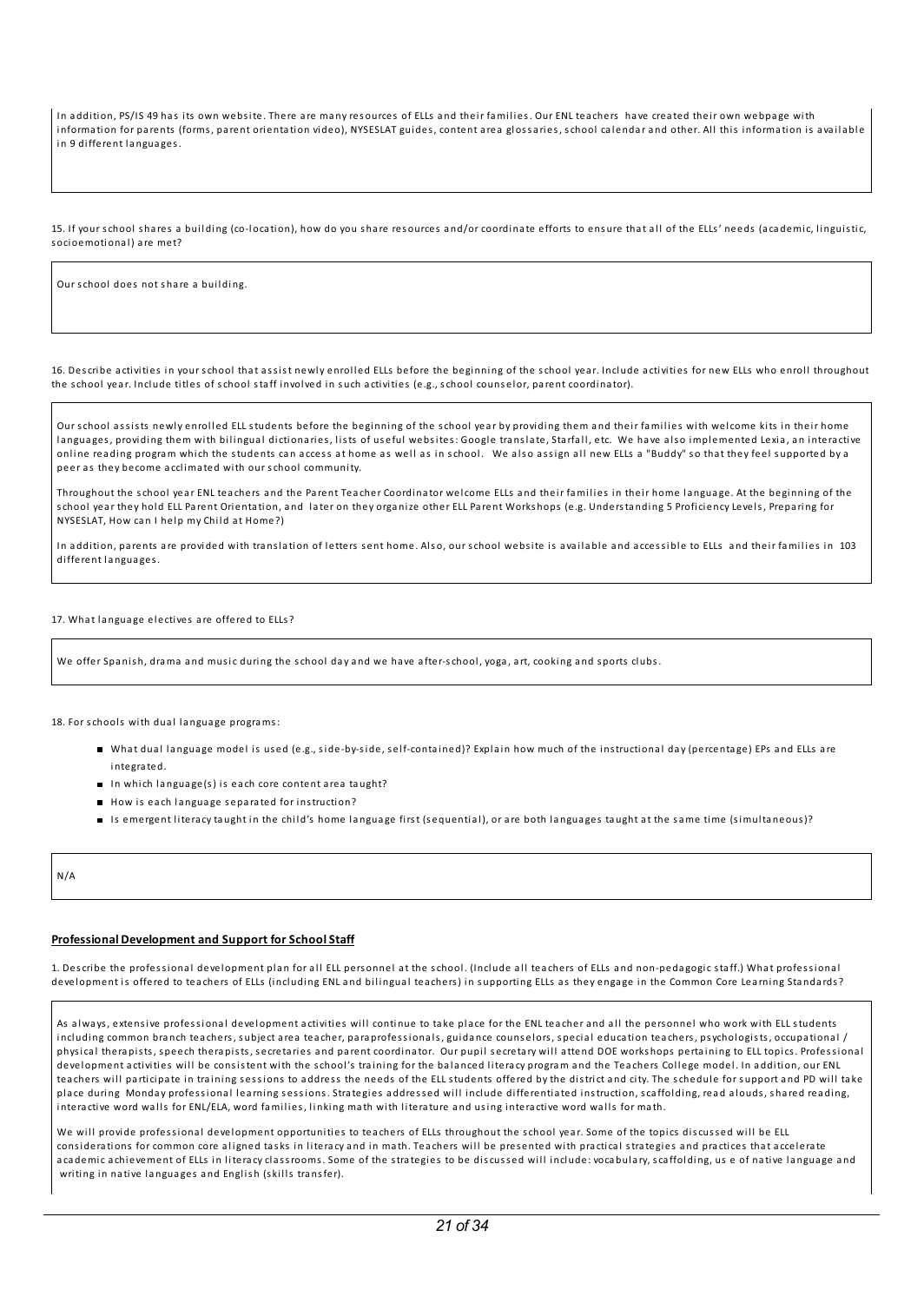In addition, PS/IS 49 has its own website. There are many resources of ELLs and their families. Our ENL teachers have created their own webpage with information for parents (forms, parent orientation video), NYSESLAT guides, content area glossaries, school calendar and other. All this information is available in 9 different languages.

15. If your school shares a building (co-location), how do you share resources and/or coordinate efforts to ensure that all of the ELLs' needs (academic, linguistic, socioemotional) are met?

Our school does not share a building.

16. Describe activities in your school that assist newly enrolled ELLs before the beginning of the school year. Include activities for new ELLs who enroll throughout the school year. Include titles of school staff involved in such activities (e.g., school counselor, parent coordinator).

Our school assists newly enrolled ELL students before the beginning of the school year by providing them and their families with welcome kits in their home languages, providing them with bilingual dictionaries, lists of useful websites: Google translate, Starfall, etc. We have also implemented Lexia, an interactive online reading program which the students can access at home as well as in school. We also assign all new ELLs a "Buddy" so that they feel supported by a peer as they become acclimated with our school community.

Throughout the school year ENL teachers and the Parent Teacher Coordinator welcome ELLs and their families in their home language. At the beginning of the school year they hold ELL Parent Orientation, and later on they organize other ELL Parent Workshops (e.g. Understanding 5 Proficiency Levels, Preparing for NYSESLAT, How can I help my Child at Home?)

In addition, parents are provided with translation of letters sent home. Also, our school website is available and accessible to ELLs and their families in 103 different languages.

17. What language electives are offered to ELLs?

We offer Spanish, drama and music during the school day and we have after-school, yoga, art, cooking and sports clubs.

18. For schools with dual language programs:

- What dual language model is used (e.g., side-by-side, self-contained)? Explain how much of the instructional day (percentage) EPs and ELLs are integrated.
- In which language(s) is each core content area taught?
- How is each language separated for instruction?
- Is emergent literacy taught in the child's home language first (sequential), or are both languages taught at the same time (simultaneous)?

N/A

**Professional Development and Support for School Staff**

1. Describe the professional development plan for all ELL personnel at the school. (Include all teachers of ELLs and non-pedagogic staff.) What professional development is offered to teachers of ELLs (including ENL and bilingual teachers) in supporting ELLs as they engage in the Common Core Learning Standards?

As always, extensive professional development activities will continue to take place for the ENL teacher and all the personnel who work with ELL students including common branch teachers, subject area teacher, paraprofessionals, guidance counselors, special education teachers, psychologists, occupational / physical therapists, speech therapists, secretaries and parent coordinator. Our pupil secretary will attend DOE workshops pertaining to ELL topics. Professional development activities will be consistent with the school's training for the balanced literacy program and the Teachers College model. In addition, our ENL teachers will participate in training sessions to address the needs of the ELL students offered by the district and city. The schedule for support and PD will take place during Monday professional learning sessions. Strategies addressed will include differentiated instruction, scaffolding, read alouds, shared reading, interactive word walls for ENL/ELA, word families, linking math with literature and using interactive word walls for math.

We will provide professional development opportunities to teachers of ELLs throughout the school year. Some of the topics discussed will be ELL considerations for common core aligned tasks in literacy and in math. Teachers will be presented with practical strategies and practices that accelerate academic achievement of ELLs in literacy classrooms. Some of the strategies to be discussed will include: vocabulary, scaffolding, us e of native language and writing in native languages and English (skills transfer).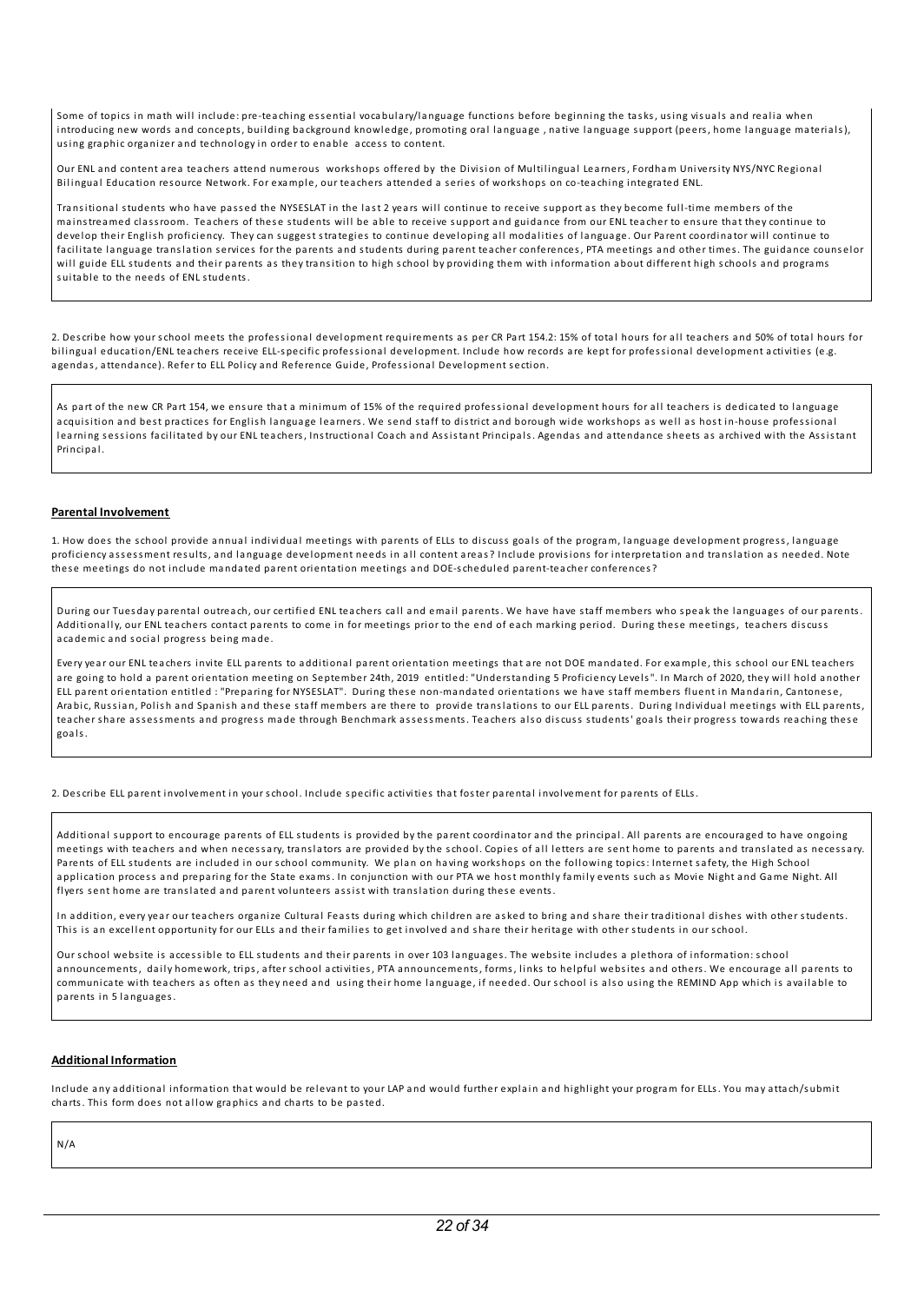Some of topics in math will include: pre-teaching essential vocabulary/language functions before beginning the tasks, using visuals and realia when introducing new words and concepts, building background knowledge, promoting oral language , native language support (peers, home language materials), using graphic organizer and technology in order to enable access to content.

Our ENL and content area teachers attend numerous workshops offered by the Division of Multilingual Learners, Fordham University NYS/NYC Regional Bilingual Education resource Network. For example, our teachers attended a series of workshops on co-teaching integrated ENL.

Transitional students who have passed the NYSESLAT in the last 2 years will continue to receive support as they become full-time members of the mainstreamed classroom. Teachers of these students will be able to receive support and guidance from our ENL teacher to ensure that they continue to develop their English proficiency. They can suggest strategies to continue developing all modalities of language. Our Parent coordinator will continue to facilitate language translation services for the parents and students during parent teacher conferences, PTA meetings and other times. The guidance counselor will guide ELL students and their parents as they transition to high school by providing them with information about different high schools and programs suitable to the needs of ENL students.

2. Describe how your school meets the professional development requirements as per CR Part 154.2: 15% of total hours for all teachers and 50% of total hours for bilingual education/ENL teachers receive ELL-specific professional development. Include how records are kept for professional development activities (e.g. agendas, attendance). Refer to ELL Policy and Reference Guide, Professional Development section.

As part of the new CR Part 154, we ensure that a minimum of 15% of the required professional development hours for all teachers is dedicated to language acquisition and best practices for English language learners. We send staff to district and borough wide workshops as well as host in-house professional learning sessions facilitated by our ENL teachers, Instructional Coach and Assistant Principals. Agendas and attendance sheets as archived with the Assistant Principal.

## Parental Involvement

1. How does the school provide annual individual meetings with parents of ELLs to discuss goals of the program, language development progress, language proficiency assessment results, and language development needs in all content areas? Include provisions for interpretation and translation as needed. Note these meetings do not include mandated parent orientation meetings and DOE-scheduled parent-teacher conferences?

During our Tuesday parental outreach, our certified ENL teachers call and email parents. We have have staff members who speak the languages of our parents. Additionally, our ENL teachers contact parents to come in for meetings prior to the end of each marking period. During these meetings, teachers discuss academic and social progress being made.

Every year our ENL teachers invite ELL parents to additional parent orientation meetings that are not DOE mandated. For example, this school our ENL teachers are going to hold a parent orientation meeting on September 24th, 2019 entitled: "Understanding 5 Proficiency Levels". In March of 2020, they will hold another ELL parent orientation entitled : "Preparing for NYSESLAT". During these non-mandated orientations we have staff members fluent in Mandarin, Cantonese, Arabic, Russian, Polish and Spanish and these staff members are there to provide translations to our ELL parents. During Individual meetings with ELL parents, teacher share assessments and progress made through Benchmark assessments. Teachers also discuss students' goals their progress towards reaching these goals.

2. Describe ELL parent involvement in your school. Include specific activities that foster parental involvement for parents of ELLs.

Additional support to encourage parents of ELL students is provided by the parent coordinator and the principal. All parents are encouraged to have ongoing meetings with teachers and when necessary, translators are provided by the school. Copies of all letters are sent home to parents and translated as necessary. Parents of ELL students are included in our school community. We plan on having workshops on the following topics: Internet safety, the High School application process and preparing for the State exams. In conjunction with our PTA we host monthly family events such as Movie Night and Game Night. All flyers sent home are translated and parent volunteers assist with translation during these events.

In addition, every year our teachers organize Cultural Feasts during which children are asked to bring and share their traditional dishes with other students. This is an excellent opportunity for our ELLs and their families to get involved and share their heritage with other students in our school.

Our school website is accessible to ELL students and their parents in over 103 languages. The website includes a plethora of information: school announcements, daily homework, trips, after school activities, PTA announcements, forms, links to helpful websites and others. We encourage all parents to communicate with teachers as often as they need and using their home language, if needed. Our school is also using the REMIND App which is available to parents in 5 languages.

## Additional Information

Include any additional information that would be relevant to your LAP and would further explain and highlight your program for ELLs. You may attach/submit charts. This form does not allow graphics and charts to be pasted.

N/A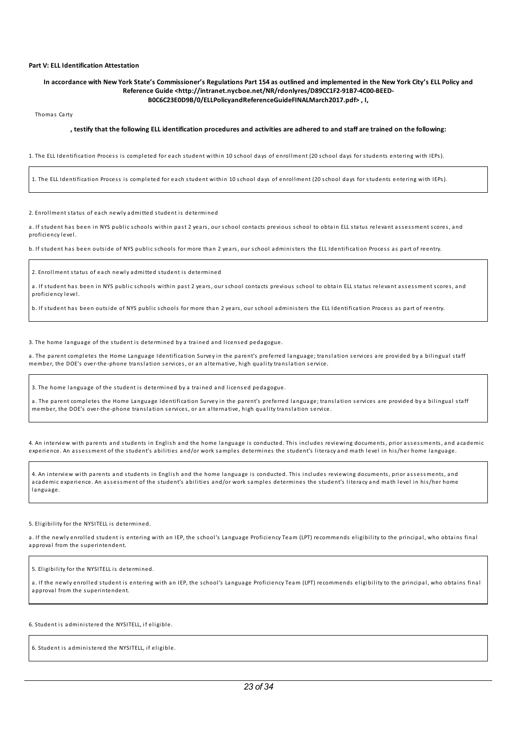**Part V: ELL Identification Attestation**

**In accordance with New York State's Commissioner's Regulations Part 154 as outlined and implemented in the New York City's ELL Policy and Reference Guide <http://intranet.nycboe.net/NR/rdonlyres/D89CC1F2-91B7-4C00-BEED-B0C6C23E0D9B/0/ELLPolicyandReferenceGuideFINALMarch2017.pdf> , I,**

Thomas Carty

**, testify that the following ELL identification procedures and activities are adhered to and staff are trained on the following:**

1. The ELL Identification Process is completed for each student within 10 school days of enrollment (20 school days for students entering with IEPs).

| 1. The ELL Identification Process is completed for each student within 10 school days of enrollment (20 school days for students entering with IEPs). |
|---|

2. Enrollment status of each newly admitted student is determined

a. If student has been in NYS public schools within past 2 years, our school contacts previous school to obtain ELL status relevant assessment scores, and proficiency level.

b. If student has been outside of NYS public schools for more than 2 years, our school administers the ELL Identification Process as part of reentry.

| 2. Enrollment status of each newly admitted student is determined<br><br>a. If student has been in NYS public schools within past 2 years, our school contacts previous school to obtain ELL status relevant assessment scores, and proficiency level.<br><br>b. If student has been outside of NYS public schools for more than 2 years, our school administers the ELL Identification Process as part of reentry. |
|---|

3. The home language of the student is determined by a trained and licensed pedagogue.

a. The parent completes the Home Language Identification Survey in the parent's preferred language; translation services are provided by a bilingual staff member, the DOE's over-the-phone translation services, or an alternative, high quality translation service.

| 3. The home language of the student is determined by a trained and licensed pedagogue.<br><br>a. The parent completes the Home Language Identification Survey in the parent's preferred language; translation services are provided by a bilingual staff member, the DOE's over-the-phone translation services, or an alternative, high quality translation service. |
|---|

4. An interview with parents and students in English and the home language is conducted. This includes reviewing documents, prior assessments, and academic experience. An assessment of the student's abilities and/or work samples determines the student's literacy and math level in his/her home language.

| 4. An interview with parents and students in English and the home language is conducted. This includes reviewing documents, prior assessments, and academic experience. An assessment of the student's abilities and/or work samples determines the student's literacy and math level in his/her home language. |
|---|

5. Eligibility for the NYSITELL is determined.

a. If the newly enrolled student is entering with an IEP, the school's Language Proficiency Team (LPT) recommends eligibility to the principal, who obtains final approval from the superintendent.

| 5. Eligibility for the NYSITELL is determined.<br><br>a. If the newly enrolled student is entering with an IEP, the school's Language Proficiency Team (LPT) recommends eligibility to the principal, who obtains final approval from the superintendent. |
|---|

6. Student is administered the NYSITELL, if eligible.

| 6. Student is administered the NYSITELL, if eligible. |
|---|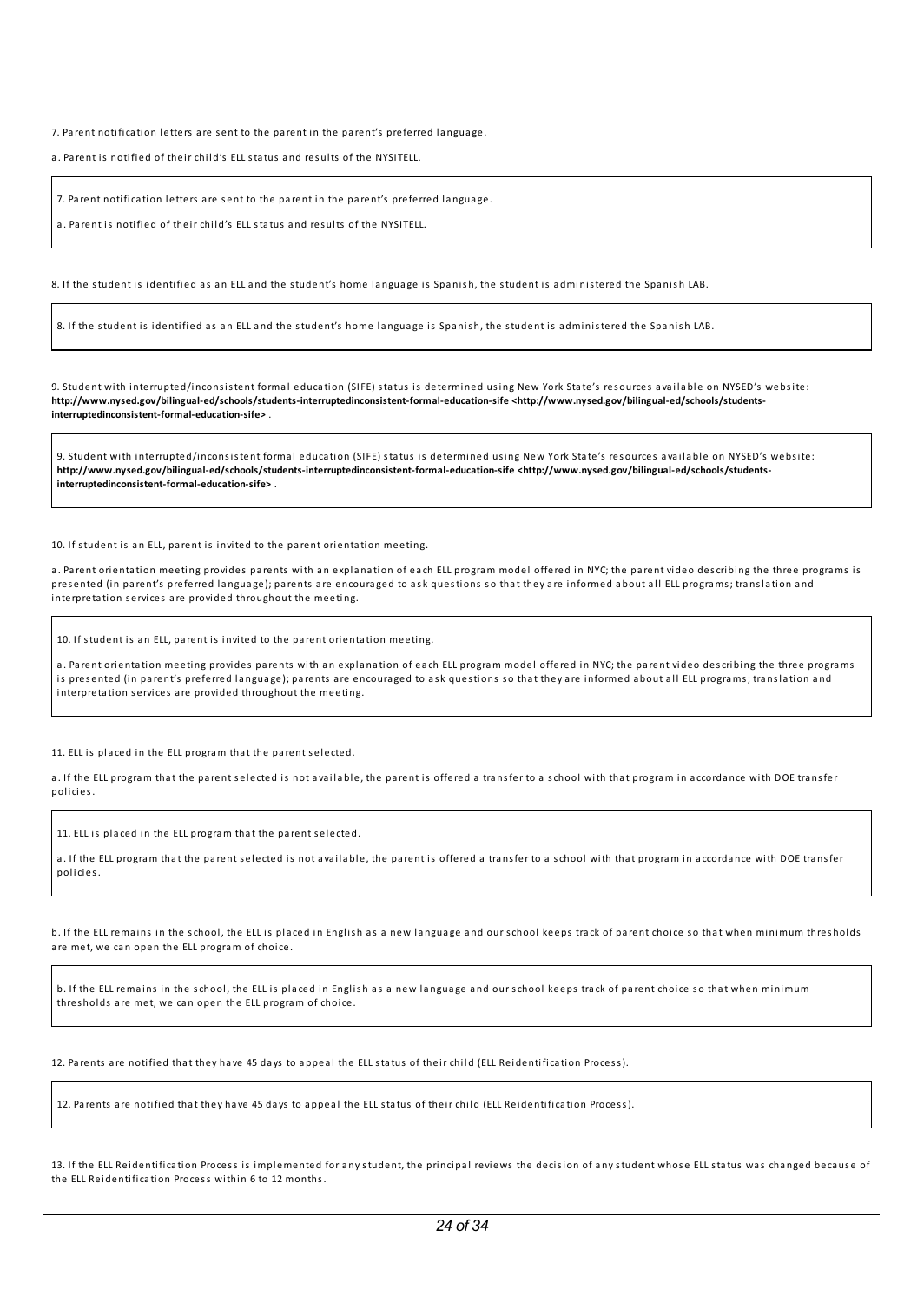7. Parent notification letters are sent to the parent in the parent's preferred language.

a. Parent is notified of their child's ELL status and results of the NYSITELL.

| 7. Parent notification letters are sent to the parent in the parent's preferred language.<br><br>a. Parent is notified of their child's ELL status and results of the NYSITELL. |
|---|

8. If the student is identified as an ELL and the student's home language is Spanish, the student is administered the Spanish LAB.

| 8. If the student is identified as an ELL and the student's home language is Spanish, the student is administered the Spanish LAB. |
|---|

9. Student with interrupted/inconsistent formal education (SIFE) status is determined using New York State's resources available on NYSED's website: **http://www.nysed.gov/bilingual-ed/schools/students-interruptedinconsistent-formal-education-sife <http://www.nysed.gov/bilingual-ed/schools/students-interruptedinconsistent-formal-education-sife>** .

| 9. Student with interrupted/inconsistent formal education (SIFE) status is determined using New York State's resources available on NYSED's website: **http://www.nysed.gov/bilingual-ed/schools/students-interruptedinconsistent-formal-education-sife <http://www.nysed.gov/bilingual-ed/schools/students-interruptedinconsistent-formal-education-sife>** . |
|---|

10. If student is an ELL, parent is invited to the parent orientation meeting.

a. Parent orientation meeting provides parents with an explanation of each ELL program model offered in NYC; the parent video describing the three programs is presented (in parent's preferred language); parents are encouraged to ask questions so that they are informed about all ELL programs; translation and interpretation services are provided throughout the meeting.

| 10. If student is an ELL, parent is invited to the parent orientation meeting.<br><br>a. Parent orientation meeting provides parents with an explanation of each ELL program model offered in NYC; the parent video describing the three programs is presented (in parent's preferred language); parents are encouraged to ask questions so that they are informed about all ELL programs; translation and interpretation services are provided throughout the meeting. |
|---|

11. ELL is placed in the ELL program that the parent selected.

a. If the ELL program that the parent selected is not available, the parent is offered a transfer to a school with that program in accordance with DOE transfer policies.

| 11. ELL is placed in the ELL program that the parent selected.<br><br>a. If the ELL program that the parent selected is not available, the parent is offered a transfer to a school with that program in accordance with DOE transfer policies. |
|---|

b. If the ELL remains in the school, the ELL is placed in English as a new language and our school keeps track of parent choice so that when minimum thresholds are met, we can open the ELL program of choice.

| b. If the ELL remains in the school, the ELL is placed in English as a new language and our school keeps track of parent choice so that when minimum thresholds are met, we can open the ELL program of choice. |
|---|

12. Parents are notified that they have 45 days to appeal the ELL status of their child (ELL Reidentification Process).

| 12. Parents are notified that they have 45 days to appeal the ELL status of their child (ELL Reidentification Process). |
|---|

13. If the ELL Reidentification Process is implemented for any student, the principal reviews the decision of any student whose ELL status was changed because of the ELL Reidentification Process within 6 to 12 months.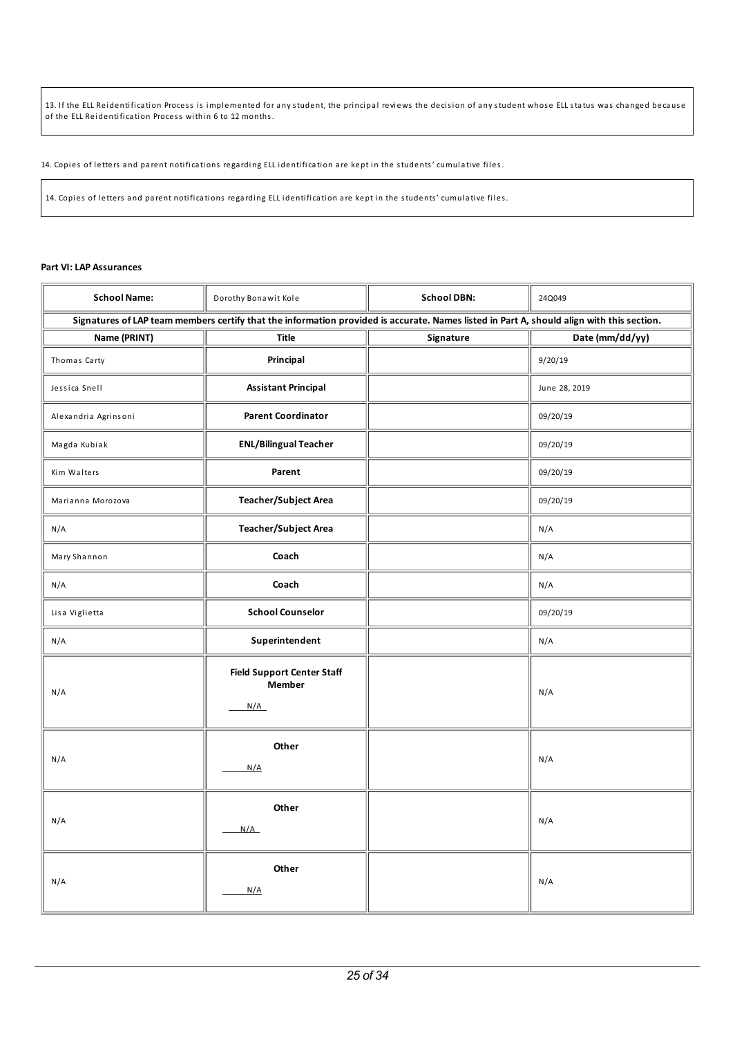13. If the ELL Reidentification Process is implemented for any student, the principal reviews the decision of any student whose ELL status was changed because of the ELL Reidentification Process within 6 to 12 months.

14. Copies of letters and parent notifications regarding ELL identification are kept in the students' cumulative files.

14. Copies of letters and parent notifications regarding ELL identification are kept in the students' cumulative files.

**Part VI: LAP Assurances**

| **School Name:** | Dorothy Bonawit Kole | **School DBN:** | 24Q049 |
|---|---|---|---|
| **Signatures of LAP team members certify that the information provided is accurate. Names listed in Part A, should align with this section.** | | | |
| **Name (PRINT)** | **Title** | **Signature** | **Date (mm/dd/yy)** |
| Thomas Carty | **Principal** | | 9/20/19 |
| Jessica Snell | **Assistant Principal** | | June 28, 2019 |
| Alexandria Agrinsoni | **Parent Coordinator** | | 09/20/19 |
| Magda Kubiak | **ENL/Bilingual Teacher** | | 09/20/19 |
| Kim Walters | **Parent** | | 09/20/19 |
| Marianna Morozova | **Teacher/Subject Area** | | 09/20/19 |
| N/A | **Teacher/Subject Area** | | N/A |
| Mary Shannon | **Coach** | | N/A |
| N/A | **Coach** | | N/A |
| LisaViglietta | **School Counselor** | | 09/20/19 |
| N/A | **Superintendent** | | N/A |
| N/A | **Field Support Center Staff Member** N/A | | N/A |
| N/A | **Other** N/A | | N/A |
| N/A | **Other** N/A | | N/A |
| N/A | **Other** N/A | | N/A |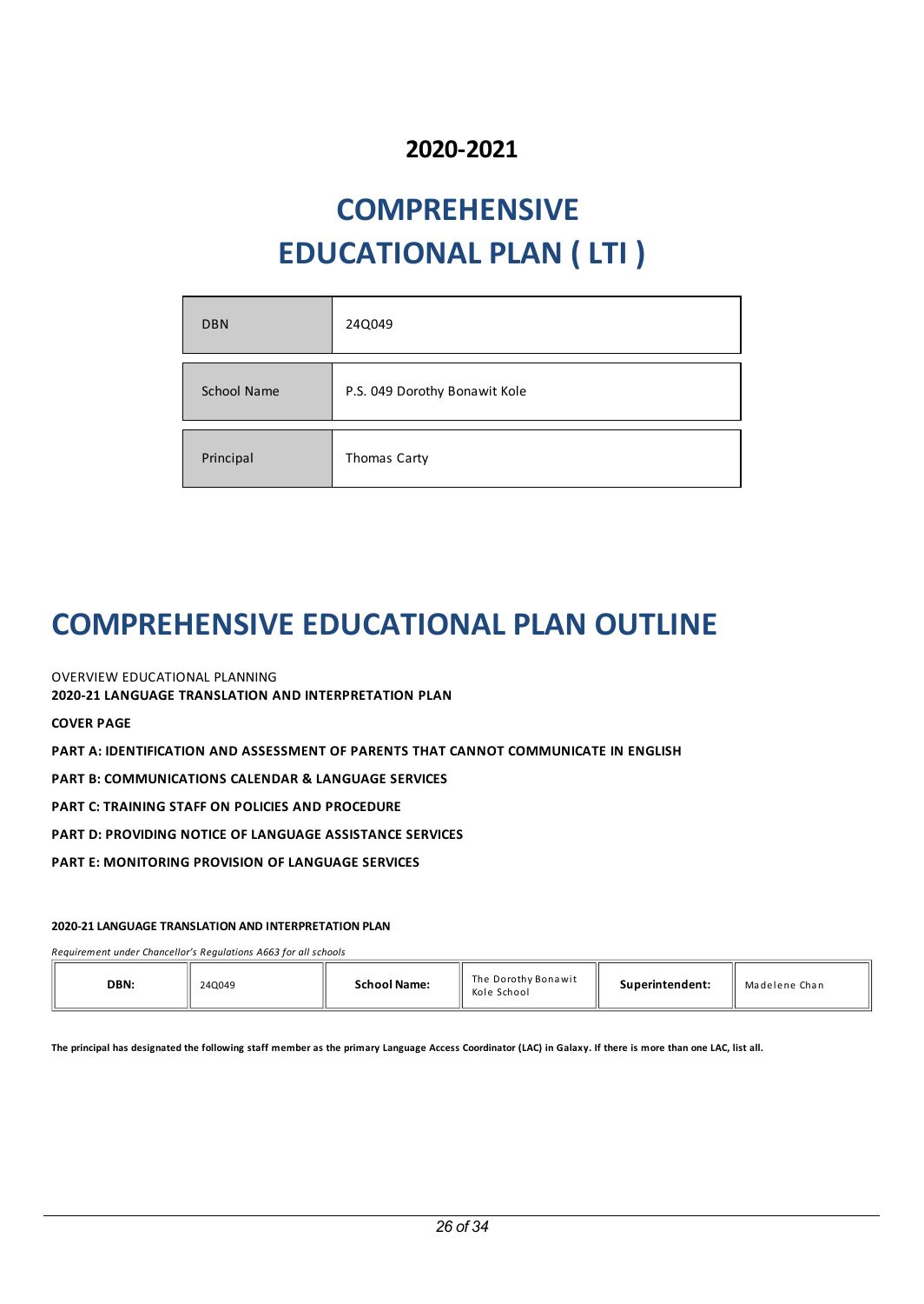## 2020-2021

# COMPREHENSIVE EDUCATIONAL PLAN ( LTI )

| DBN | 24Q049 |
|---|---|
| School Name | P.S. 049 Dorothy Bonawit Kole |
| Principal | Thomas Carty |

# COMPREHENSIVE EDUCATIONAL PLAN OUTLINE

OVERVIEW EDUCATIONAL PLANNING

**2020-21 LANGUAGE TRANSLATION AND INTERPRETATION PLAN**

**COVER PAGE**

**PART A: IDENTIFICATION AND ASSESSMENT OF PARENTS THAT CANNOT COMMUNICATE IN ENGLISH**

**PART B: COMMUNICATIONS CALENDAR & LANGUAGE SERVICES**

**PART C: TRAINING STAFF ON POLICIES AND PROCEDURE**

**PART D: PROVIDING NOTICE OF LANGUAGE ASSISTANCE SERVICES**

**PART E: MONITORING PROVISION OF LANGUAGE SERVICES**

**2020-21 LANGUAGE TRANSLATION AND INTERPRETATION PLAN**

*Requirement under Chancellor's Regulations A663 for all schools*

| DBN: | 24Q049 | School Name: | The Dorothy Bonawit Kole School | Superintendent: | Madelene Chan |
|---|---|---|---|---|---|

**The principal has designated the following staff member as the primary Language Access Coordinator (LAC) in Galaxy. If there is more than one LAC, list all.**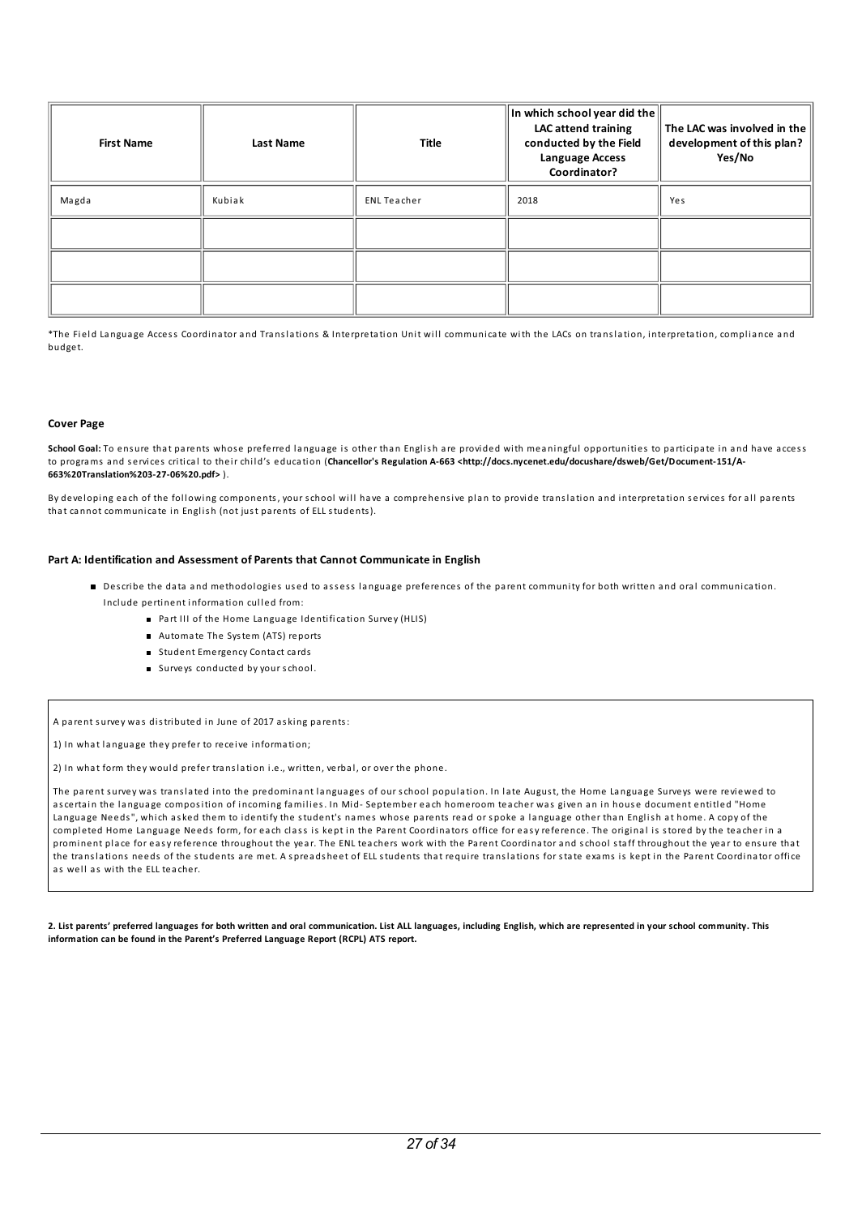| First Name | Last Name | Title | In which school year did the LAC attend training conducted by the Field Language Access Coordinator? | The LAC was involved in the development of this plan? Yes/No |
|---|---|---|---|---|
| Magda | Kubiak | ENL Teacher | 2018 | Yes |
| | | | | |
| | | | | |
| | | | | |

*The Field Language Access Coordinator and Translations & Interpretation Unit will communicate with the LACs on translation, interpretation, compliance and budget.

**Cover Page**

**School Goal:** To ensure that parents whose preferred language is other than English are provided with meaningful opportunities to participate in and have access to programs and services critical to their child's education (**Chancellor's Regulation A-663 <http://docs.nycenet.edu/docushare/dsweb/Get/Document-151/A-663%20Translation%203-27-06%20.pdf>** ).

By developing each of the following components, your school will have a comprehensive plan to provide translation and interpretation services for all parents that cannot communicate in English (not just parents of ELL students).

**Part A: Identification and Assessment of Parents that Cannot Communicate in English**

- Describe the data and methodologies used to assess language preferences of the parent community for both written and oral communication. Include pertinent information culled from:
  - Part III of the Home Language Identification Survey (HLIS)
  - Automate The System (ATS) reports
  - Student Emergency Contact cards
  - Surveys conducted by your school.

A parent survey was distributed in June of 2017 asking parents:

1) In what language they prefer to receive information;

2) In what form they would prefer translation i.e., written, verbal, or over the phone.

The parent survey was translated into the predominant languages of our school population. In late August, the Home Language Surveys were reviewed to ascertain the language composition of incoming families. In Mid- September each homeroom teacher was given an in house document entitled "Home Language Needs", which asked them to identify the student's names whose parents read or spoke a language other than English at home. A copy of the completed Home Language Needs form, for each class is kept in the Parent Coordinators office for easy reference. The original is stored by the teacher in a prominent place for easy reference throughout the year. The ENL teachers work with the Parent Coordinator and school staff throughout the year to ensure that the translations needs of the students are met. A spreadsheet of ELL students that require translations for state exams is kept in the Parent Coordinator office as well as with the ELL teacher.

**2. List parents' preferred languages for both written and oral communication. List ALL languages, including English, which are represented in your school community. This information can be found in the Parent's Preferred Language Report (RCPL) ATS report.**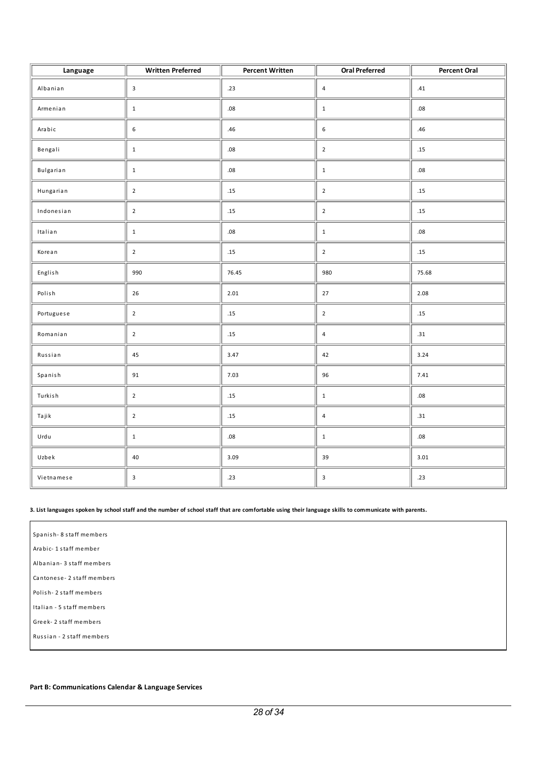| Language | Written Preferred | Percent Written | Oral Preferred | Percent Oral |
|---|---|---|---|---|
| Albanian | 3 | .23 | 4 | .41 |
| Armenian | 1 | .08 | 1 | .08 |
| Arabic | 6 | .46 | 6 | .46 |
| Bengali | 1 | .08 | 2 | .15 |
| Bulgarian | 1 | .08 | 1 | .08 |
| Hungarian | 2 | .15 | 2 | .15 |
| Indonesian | 2 | .15 | 2 | .15 |
| Italian | 1 | .08 | 1 | .08 |
| Korean | 2 | .15 | 2 | .15 |
| English | 990 | 76.45 | 980 | 75.68 |
| Polish | 26 | 2.01 | 27 | 2.08 |
| Portuguese | 2 | .15 | 2 | .15 |
| Romanian | 2 | .15 | 4 | .31 |
| Russian | 45 | 3.47 | 42 | 3.24 |
| Spanish | 91 | 7.03 | 96 | 7.41 |
| Turkish | 2 | .15 | 1 | .08 |
| Tajik | 2 | .15 | 4 | .31 |
| Urdu | 1 | .08 | 1 | .08 |
| Uzbek | 40 | 3.09 | 39 | 3.01 |
| Vietnamese | 3 | .23 | 3 | .23 |

**3. List languages spoken by school staff and the number of school staff that are comfortable using their language skills to communicate with parents.**

Spanish- 8 staff members
Arabic- 1 staff member
Albanian- 3 staff members
Cantonese- 2 staff members
Polish- 2 staff members
Italian - 5 staff members
Greek- 2 staff members
Russian - 2 staff members

**Part B: Communications Calendar & Language Services**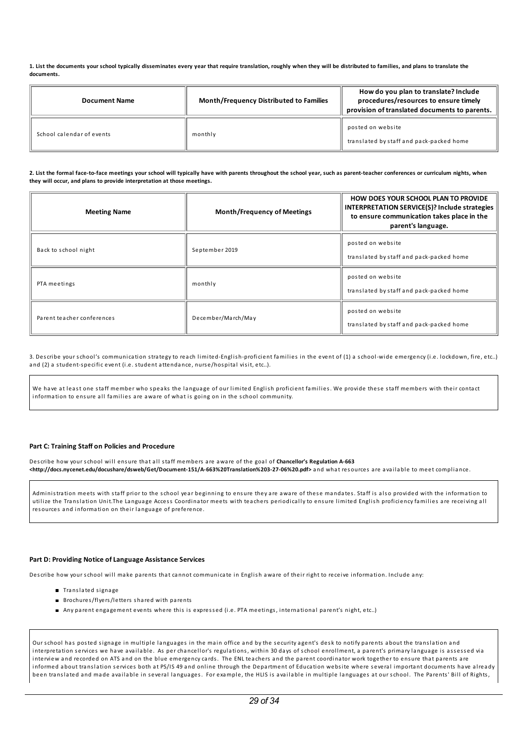**1. List the documents your school typically disseminates every year that require translation, roughly when they will be distributed to families, and plans to translate the documents.**

| Document Name | Month/Frequency Distributed to Families | How do you plan to translate? Include procedures/resources to ensure timely provision of translated documents to parents. |
|---|---|---|
| School calendar of events | monthly | posted on website<br>translated by staff and pack-packed home |

**2. List the formal face-to-face meetings your school will typically have with parents throughout the school year, such as parent-teacher conferences or curriculum nights, when they will occur, and plans to provide interpretation at those meetings.**

| Meeting Name | Month/Frequency of Meetings | HOW DOES YOUR SCHOOL PLAN TO PROVIDE INTERPRETATION SERVICE(S)? Include strategies to ensure communication takes place in the parent's language. |
|---|---|---|
| Back to school night | September 2019 | posted on website<br>translated by staff and pack-packed home |
| PTA meetings | monthly | posted on website<br>translated by staff and pack-packed home |
| Parent teacher conferences | December/March/May | posted on website<br>translated by staff and pack-packed home |

3. Describe your school's communication strategy to reach limited-English-proficient families in the event of (1) a school-wide emergency (i.e. lockdown, fire, etc..) and (2) a student-specific event (i.e. student attendance, nurse/hospital visit, etc..).

We have at least one staff member who speaks the language of our limited English proficient families. We provide these staff members with their contact information to ensure all families are aware of what is going on in the school community.

### Part C: Training Staff on Policies and Procedure

Describe how your school will ensure that all staff members are aware of the goal of **Chancellor's Regulation A-663 <http://docs.nycenet.edu/docushare/dsweb/Get/Document-151/A-663%20Translation%203-27-06%20.pdf>** and what resources are available to meet compliance.

Administration meets with staff prior to the school year beginning to ensure they are aware of these mandates. Staff is also provided with the information to utilize the Translation Unit.The Language Access Coordinator meets with teachers periodically to ensure limited English proficiency families are receiving all resources and information on their language of preference.

### Part D: Providing Notice of Language Assistance Services

Describe how your school will make parents that cannot communicate in English aware of their right to receive information. Include any:

- Translated signage
- Brochures/flyers/letters shared with parents
- Any parent engagement events where this is expressed (i.e. PTA meetings, international parent's night, etc..)

Our school has posted signage in multiple languages in the main office and by the security agent's desk to notify parents about the translation and interpretation services we have available. As per chancellor's regulations, within 30 days of school enrollment, a parent's primary language is assessed via interview and recorded on ATS and on the blue emergency cards. The ENL teachers and the parent coordinator work together to ensure that parents are informed about translation services both at PS/IS 49 and online through the Department of Education website where several important documents have already been translated and made available in several languages. For example, the HLIS is available in multiple languages at our school. The Parents' Bill of Rights,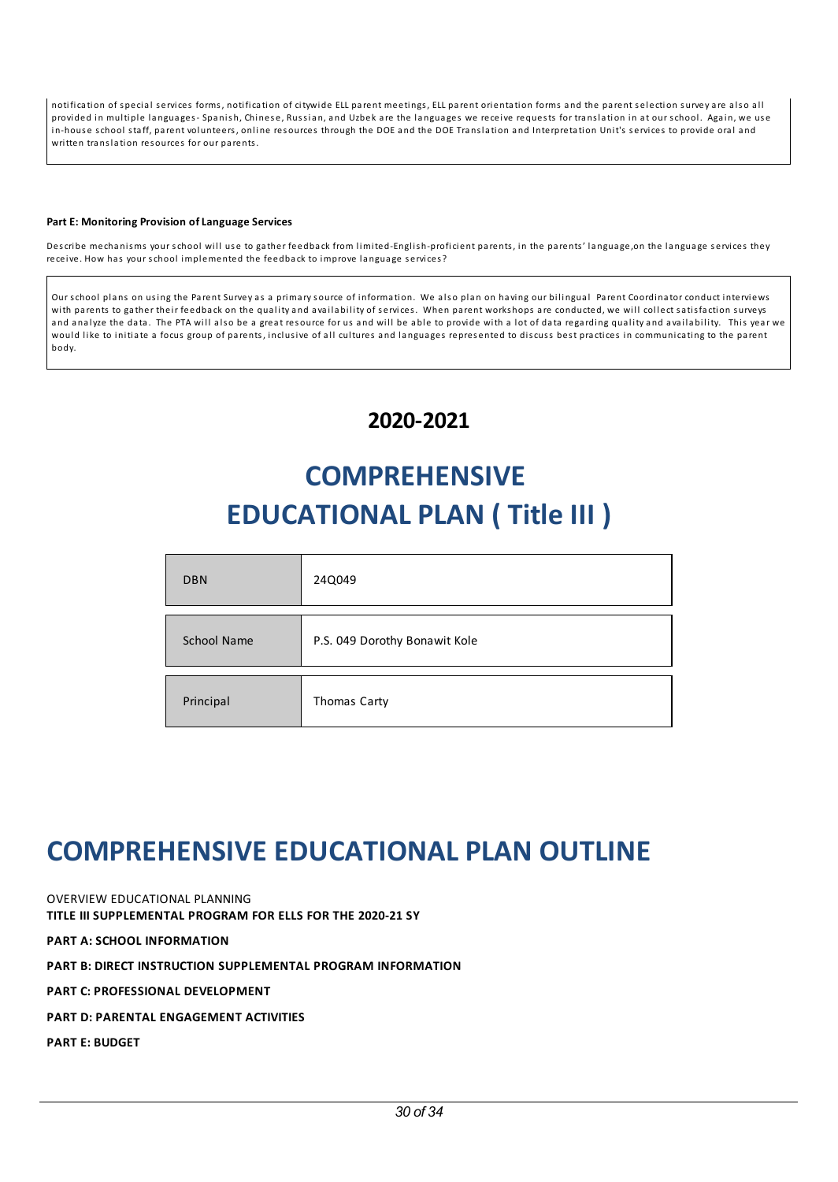notification of special services forms, notification of citywide ELL parent meetings, ELL parent orientation forms and the parent selection survey are also all provided in multiple languages- Spanish, Chinese, Russian, and Uzbek are the languages we receive requests for translation in at our school. Again, we use in-house school staff, parent volunteers, online resources through the DOE and the DOE Translation and Interpretation Unit's services to provide oral and written translation resources for our parents.

**Part E: Monitoring Provision of Language Services**

Describe mechanisms your school will use to gather feedback from limited-English-proficient parents, in the parents' language,on the language services they receive. How has your school implemented the feedback to improve language services?

Our school plans on using the Parent Survey as a primary source of information. We also plan on having our bilingual Parent Coordinator conduct interviews with parents to gather their feedback on the quality and availability of services. When parent workshops are conducted, we will collect satisfaction surveys and analyze the data. The PTA will also be a great resource for us and will be able to provide with a lot of data regarding quality and availability. This year we would like to initiate a focus group of parents, inclusive of all cultures and languages represented to discuss best practices in communicating to the parent body.

## 2020-2021

# COMPREHENSIVE EDUCATIONAL PLAN ( Title III )

| DBN | 24Q049 |
|---|---|
| School Name | P.S. 049 Dorothy Bonawit Kole |
| Principal | Thomas Carty |

# COMPREHENSIVE EDUCATIONAL PLAN OUTLINE

OVERVIEW EDUCATIONAL PLANNING

**TITLE III SUPPLEMENTAL PROGRAM FOR ELLS FOR THE 2020-21 SY**

**PART A: SCHOOL INFORMATION**

**PART B: DIRECT INSTRUCTION SUPPLEMENTAL PROGRAM INFORMATION**

**PART C: PROFESSIONAL DEVELOPMENT**

**PART D: PARENTAL ENGAGEMENT ACTIVITIES**

**PART E: BUDGET**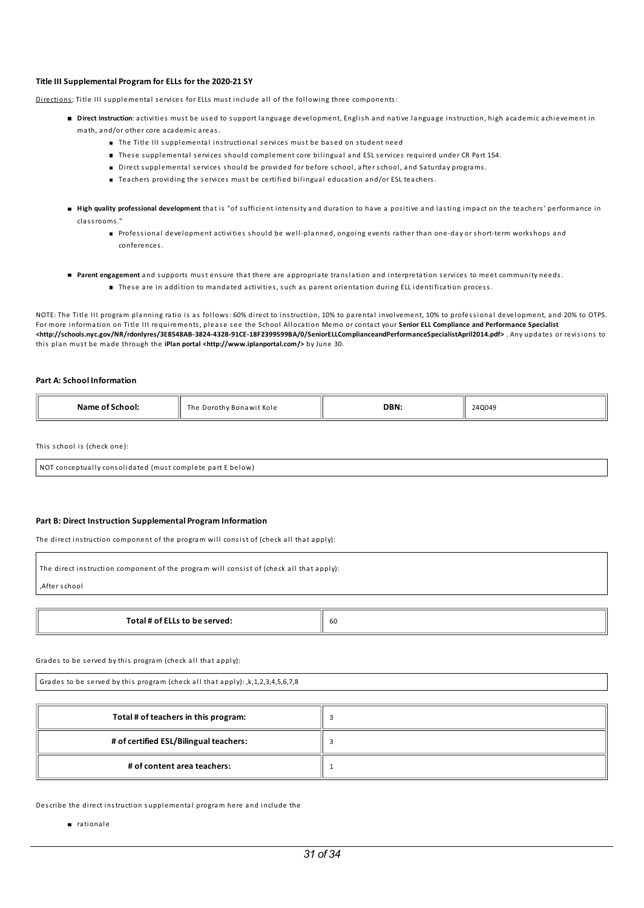### Title III Supplemental Program for ELLs for the 2020-21 SY

Directions: Title III supplemental services for ELLs must include all of the following three components:

- **Direct instruction**: activities must be used to support language development, English and native language instruction, high academic achievement in math, and/or other core academic areas.
  - The Title III supplemental instructional services must be based on student need
  - These supplemental services should complement core bilingual and ESL services required under CR Part 154.
  - Direct supplemental services should be provided for before school, after school, and Saturday programs.
  - Teachers providing the services must be certified bilingual education and/or ESL teachers.
- **High quality professional development** that is "of sufficient intensity and duration to have a positive and lasting impact on the teachers' performance in classrooms."
  - Professional development activities should be well-planned, ongoing events rather than one-day or short-term workshops and conferences.
- **Parent engagement** and supports must ensure that there are appropriate translation and interpretation services to meet community needs.
  - These are in addition to mandated activities, such as parent orientation during ELL identification process.

NOTE: The Title III program planning ratio is as follows: 60% direct to instruction, 10% to parental involvement, 10% to professional development, and 20% to OTPS. For more information on Title III requirements, please see the School Allocation Memo or contact your **Senior ELL Compliance and Performance Specialist <http://schools.nyc.gov/NR/rdonlyres/3E8548AB-3824-4328-91CE-18F2399599BA/0/SeniorELLComplianceandPerformanceSpecialistApril2014.pdf>** . Any updates or revisions to this plan must be made through the **iPlan portal <http://www.iplanportal.com/>** by June 30.

#### Part A: School Information

| Name of School: | The Dorothy Bonawit Kole | DBN: | 24Q049 |
|---|---|---|---|

This school is (check one):

NOT conceptually consolidated (must complete part E below)

#### Part B: Direct Instruction Supplemental Program Information

The direct instruction component of the program will consist of (check all that apply):

The direct instruction component of the program will consist of (check all that apply):

,After school

| Total # of ELLs to be served: | 60 |
|---|---|

Grades to be served by this program (check all that apply):

Grades to be served by this program (check all that apply): ,k,1,2,3,4,5,6,7,8

| Total # of teachers in this program: | 3 |
|---|---|
| # of certified ESL/Bilingual teachers: | 3 |
| # of content area teachers: | 1 |

Describe the direct instruction supplemental program here and include the

- rationale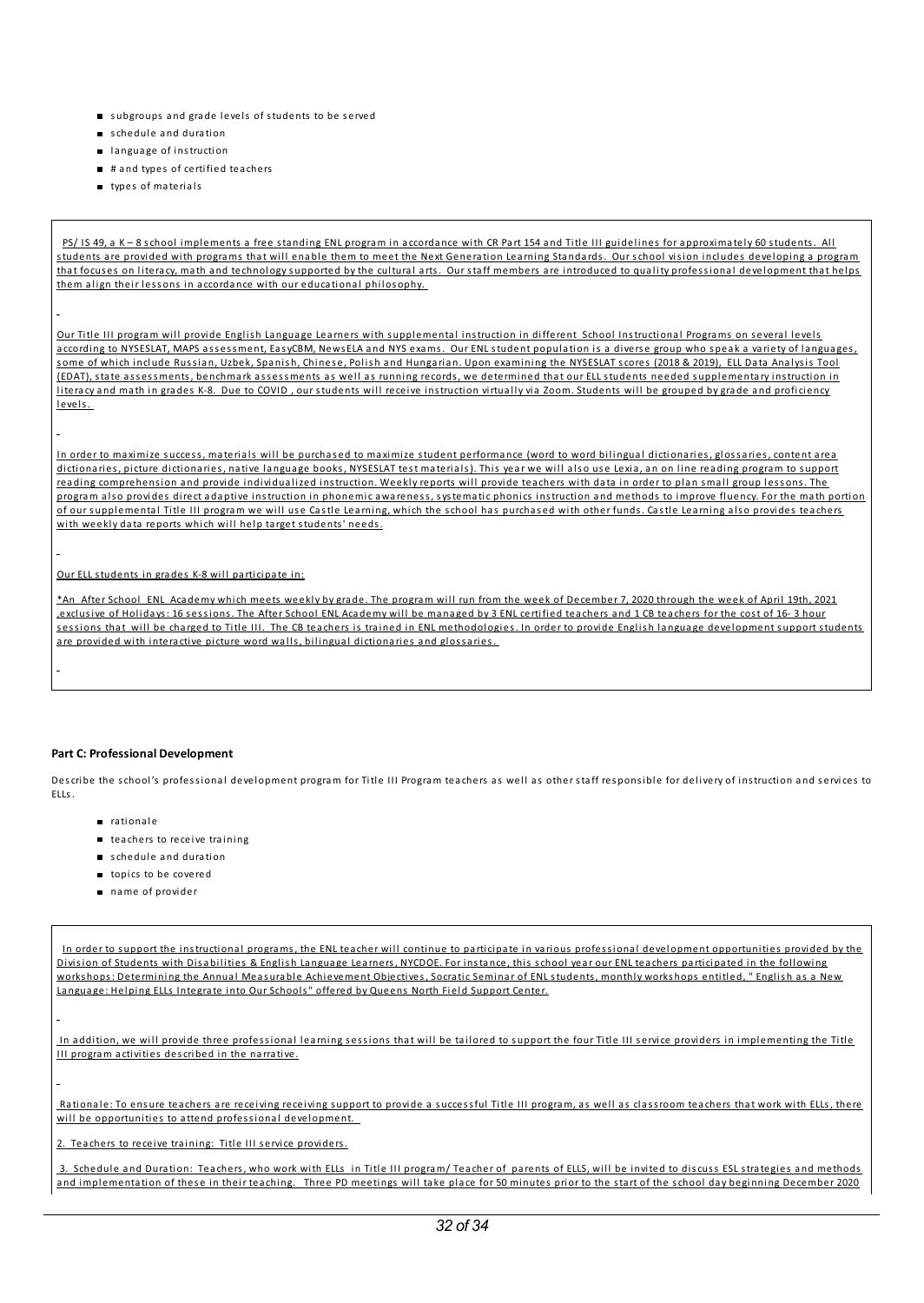- subgroups and grade levels of students to be served
- schedule and duration
- language of instruction
- # and types of certified teachers
- types of materials

PS/ IS 49, a K – 8 school implements a free standing ENL program in accordance with CR Part 154 and Title III guidelines for approximately 60 students. All students are provided with programs that will enable them to meet the Next Generation Learning Standards. Our school vision includes developing a program that focuses on literacy, math and technology supported by the cultural arts. Our staff members are introduced to quality professional development that helps them align their lessons in accordance with our educational philosophy.

Our Title III program will provide English Language Learners with supplemental instruction in different School Instructional Programs on several levels according to NYSESLAT, MAPS assessment, EasyCBM, NewsELA and NYS exams. Our ENL student population is a diverse group who speak a variety of languages, some of which include Russian, Uzbek, Spanish, Chinese, Polish and Hungarian. Upon examining the NYSESLAT scores (2018 & 2019), ELL Data Analysis Tool (EDAT), state assessments, benchmark assessments as well as running records, we determined that our ELL students needed supplementary instruction in literacy and math in grades K-8. Due to COVID , our students will receive instruction virtually via Zoom. Students will be grouped by grade and proficiency levels.

In order to maximize success, materials will be purchased to maximize student performance (word to word bilingual dictionaries, glossaries, content area dictionaries, picture dictionaries, native language books, NYSESLAT test materials). This year we will also use Lexia, an on line reading program to support reading comprehension and provide individualized instruction. Weekly reports will provide teachers with data in order to plan small group lessons. The program also provides direct adaptive instruction in phonemic awareness, systematic phonics instruction and methods to improve fluency. For the math portion of our supplemental Title III program we will use Castle Learning, which the school has purchased with other funds. Castle Learning also provides teachers with weekly data reports which will help target students' needs.

Our ELL students in grades K-8 will participate in:

*An After School ENL Academy which meets weekly by grade. The program will run from the week of December 7, 2020 through the week of April 19th, 2021 ,exclusive of Holidays: 16 sessions. The After School ENL Academy will be managed by 3 ENL certified teachers and 1 CB teachers for the cost of 16- 3 hour sessions that will be charged to Title III. The CB teachers is trained in ENL methodologies. In order to provide English language development support students are provided with interactive picture word walls, bilingual dictionaries and glossaries.

**Part C: Professional Development**

Describe the school's professional development program for Title III Program teachers as well as other staff responsible for delivery of instruction and services to ELLs.

- rationale
- teachers to receive training
- schedule and duration
- topics to be covered
- name of provider

In order to support the instructional programs, the ENL teacher will continue to participate in various professional development opportunities provided by the Division of Students with Disabilities & English Language Learners, NYCDOE. For instance, this school year our ENL teachers participated in the following workshops: Determining the Annual Measurable Achievement Objectives, Socratic Seminar of ENL students, monthly workshops entitled, " English as a New Language: Helping ELLs Integrate into Our Schools" offered by Queens North Field Support Center.

In addition, we will provide three professional learning sessions that will be tailored to support the four Title III service providers in implementing the Title III program activities described in the narrative.

Rationale: To ensure teachers are receiving receiving support to provide a successful Title III program, as well as classroom teachers that work with ELLs, there will be opportunities to attend professional development.

2. Teachers to receive training: Title III service providers.

3. Schedule and Duration: Teachers, who work with ELLs in Title III program/ Teacher of parents of ELLS, will be invited to discuss ESL strategies and methods and implementation of these in their teaching. Three PD meetings will take place for 50 minutes prior to the start of the school day beginning December 2020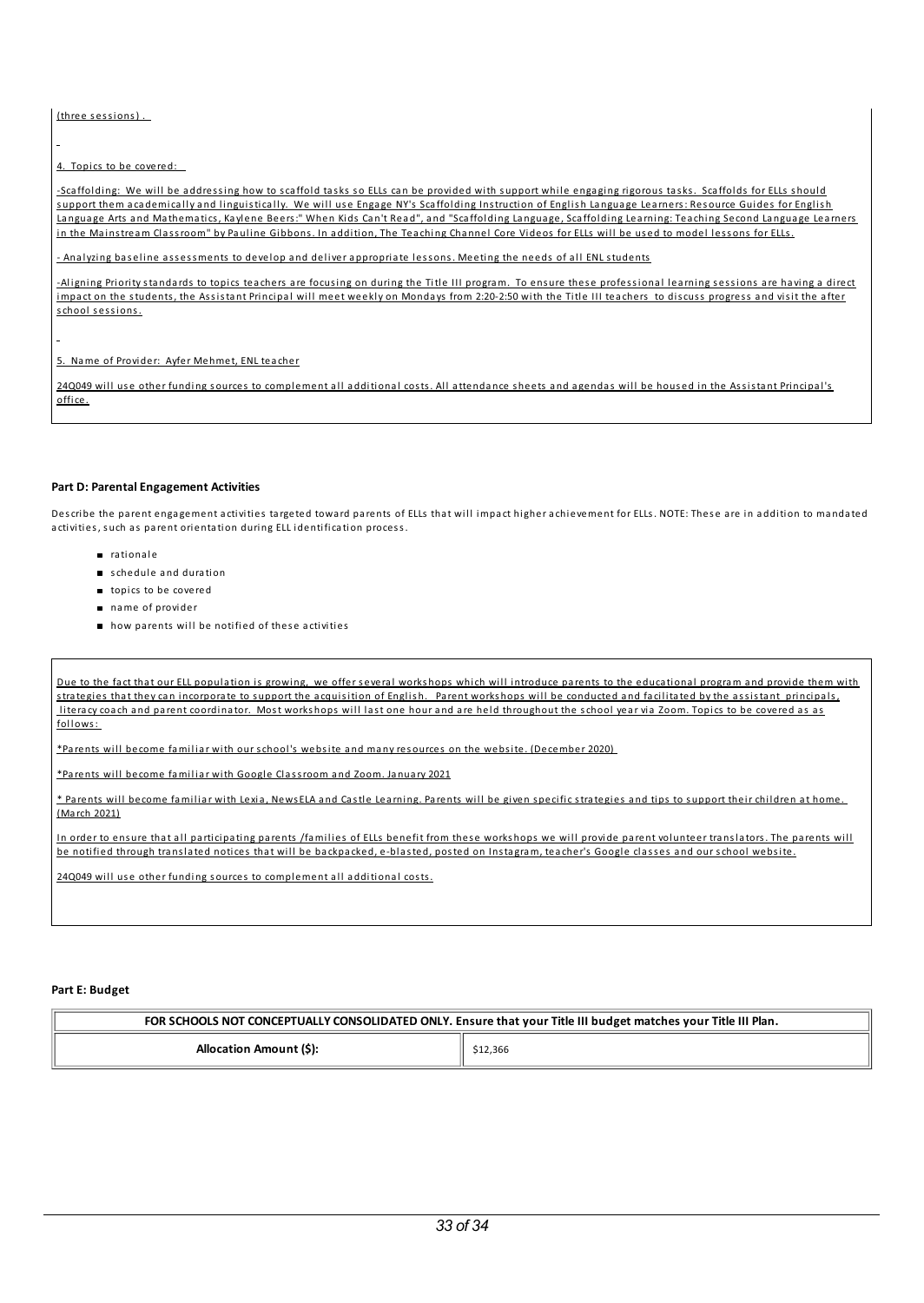(three sessions).

4. Topics to be covered:

-Scaffolding: We will be addressing how to scaffold tasks so ELLs can be provided with support while engaging rigorous tasks. Scaffolds for ELLs should support them academically and linguistically. We will use Engage NY's Scaffolding Instruction of English Language Learners: Resource Guides for English Language Arts and Mathematics, Kaylene Beers:" When Kids Can't Read", and "Scaffolding Language, Scaffolding Learning: Teaching Second Language Learners in the Mainstream Classroom" by Pauline Gibbons. In addition, The Teaching Channel Core Videos for ELLs will be used to model lessons for ELLs.

- Analyzing baseline assessments to develop and deliver appropriate lessons. Meeting the needs of all ENL students

-Aligning Priority standards to topics teachers are focusing on during the Title III program. To ensure these professional learning sessions are having a direct impact on the students, the Assistant Principal will meet weekly on Mondays from 2:20-2:50 with the Title III teachers to discuss progress and visit the after school sessions.

5. Name of Provider: Ayfer Mehmet, ENL teacher

24Q049 will use other funding sources to complement all additional costs. All attendance sheets and agendas will be housed in the Assistant Principal's office.

**Part D: Parental Engagement Activities**

Describe the parent engagement activities targeted toward parents of ELLs that will impact higher achievement for ELLs. NOTE: These are in addition to mandated activities, such as parent orientation during ELL identification process.

- rationale
- schedule and duration
- topics to be covered
- name of provider
- how parents will be notified of these activities

Due to the fact that our ELL population is growing, we offer several workshops which will introduce parents to the educational program and provide them with strategies that they can incorporate to support the acquisition of English. Parent workshops will be conducted and facilitated by the assistant principals, literacy coach and parent coordinator. Most workshops will last one hour and are held throughout the school year via Zoom. Topics to be covered as as follows:

*Parents will become familiar with our school's website and many resources on the website. (December 2020)

*Parents will become familiar with Google Classroom and Zoom. January 2021

* Parents will become familiar with Lexia, NewsELA and Castle Learning. Parents will be given specific strategies and tips to support their children at home. (March 2021)

In order to ensure that all participating parents /families of ELLs benefit from these workshops we will provide parent volunteer translators. The parents will be notified through translated notices that will be backpacked, e-blasted, posted on Instagram, teacher's Google classes and our school website.

24Q049 will use other funding sources to complement all additional costs.

**Part E: Budget**

| FOR SCHOOLS NOT CONCEPTUALLY CONSOLIDATED ONLY. Ensure that your Title III budget matches your Title III Plan. | |
|---|---|
| **Allocation Amount ($):** | $12,366 |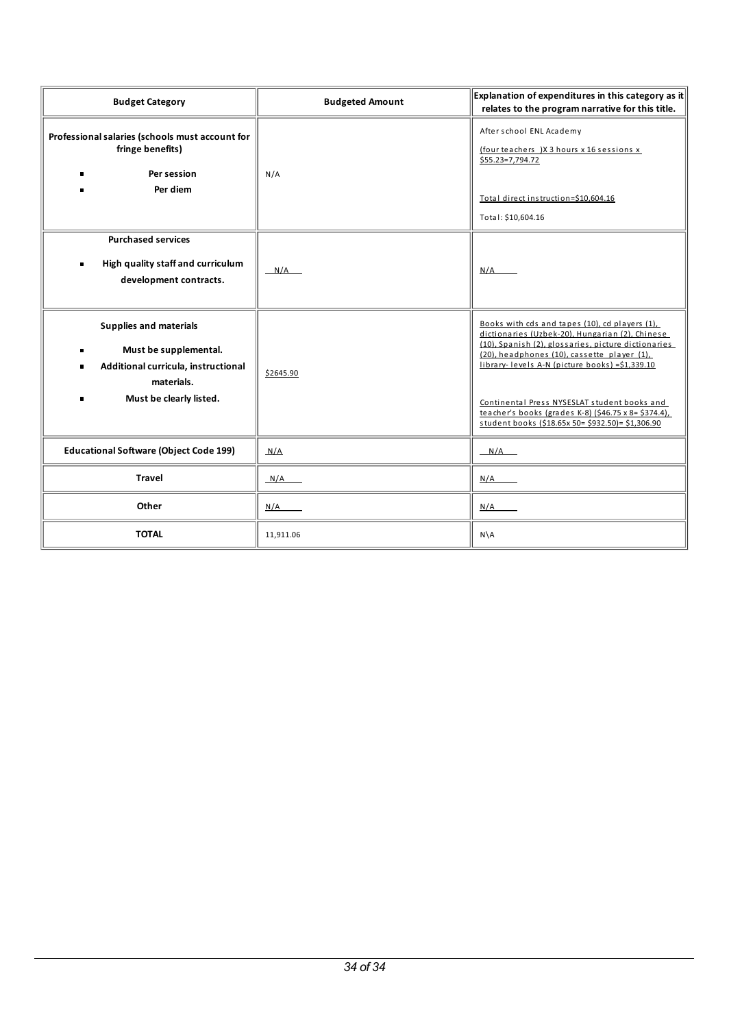| Budget Category | Budgeted Amount | Explanation of expenditures in this category as it relates to the program narrative for this title. |
|---|---|---|
| **Professional salaries (schools must account for fringe benefits)**<br>▪ **Per session**<br>▪ **Per diem** | N/A | After school ENL Academy<br>(four teachers )X 3 hours x 16 sessions x $55.23=7,794.72<br><br>Total direct instruction=$10,604.16<br>Total: $10,604.16 |
| **Purchased services**<br>▪ **High quality staff and curriculum development contracts.** | N/A | N/A |
| **Supplies and materials**<br>▪ **Must be supplemental.**<br>▪ **Additional curricula, instructional materials.**<br>▪ **Must be clearly listed.** | $2645.90 | Books with cds and tapes (10), cd players (1), dictionaries (Uzbek-20), Hungarian (2), Chinese (10), Spanish (2), glossaries, picture dictionaries (20), headphones (10), cassette player (1), library- levels A-N (picture books) =$1,339.10<br><br>Continental Press NYSESLAT student books and teacher's books (grades K-8) ($46.75 x 8= $374.4), student books ($18.65x 50= $932.50)= $1,306.90 |
| **Educational Software (Object Code 199)** | N/A | N/A |
| **Travel** | N/A | N/A |
| **Other** | N/A | N/A |
| **TOTAL** | 11,911.06 | N\A |